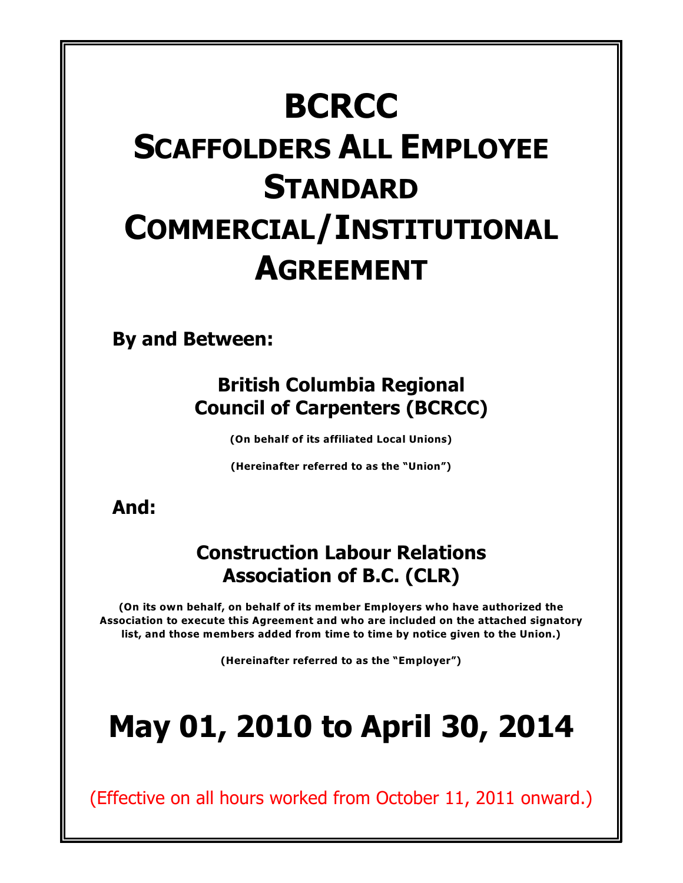# BCRCC
# SCAFFOLDERS ALL EMPLOYEE STANDARD COMMERCIAL/INSTITUTIONAL AGREEMENT

**By and Between:**

## British Columbia Regional Council of Carpenters (BCRCC)

**(On behalf of its affiliated Local Unions)**

**(Hereinafter referred to as the "Union")**

**And:**

## Construction Labour Relations Association of B.C. (CLR)

**(On its own behalf, on behalf of its member Employers who have authorized the Association to execute this Agreement and who are included on the attached signatory list, and those members added from time to time by notice given to the Union.)**

**(Hereinafter referred to as the "Employer")**

# May 01, 2010 to April 30, 2014

(Effective on all hours worked from October 11, 2011 onward.)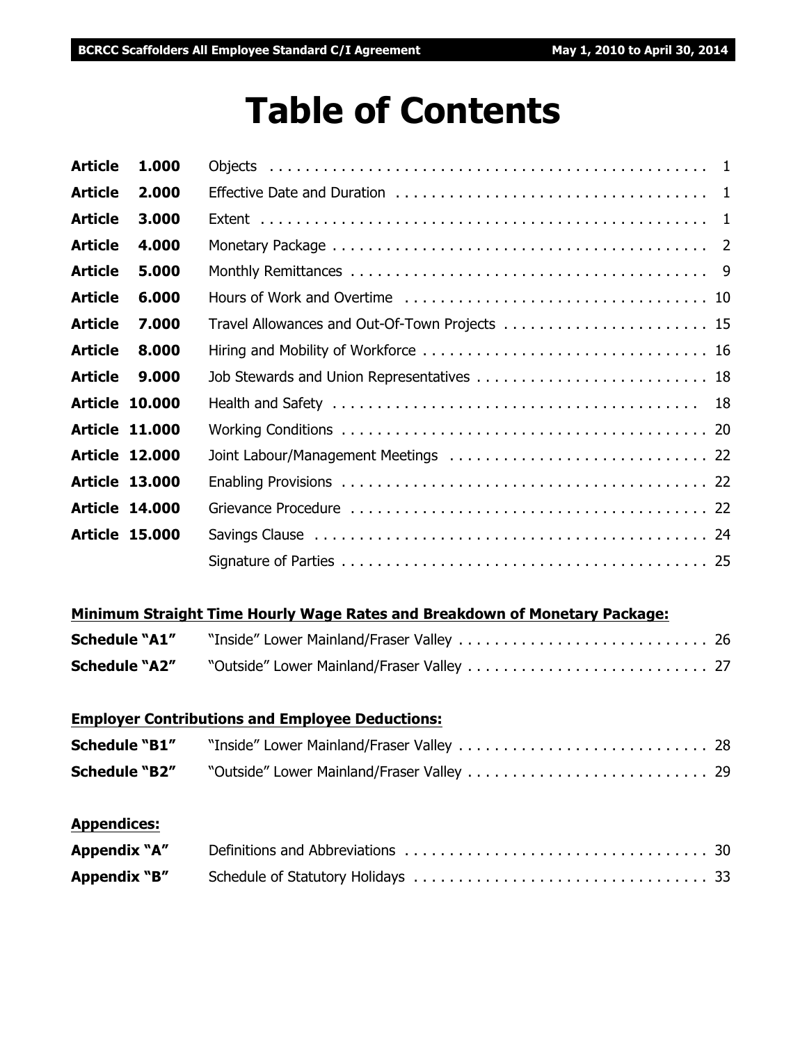# Table of Contents

| | | |
|---|---|---|
| **Article 1.000** | Objects | 1 |
| **Article 2.000** | Effective Date and Duration | 1 |
| **Article 3.000** | Extent | 1 |
| **Article 4.000** | Monetary Package | 2 |
| **Article 5.000** | Monthly Remittances | 9 |
| **Article 6.000** | Hours of Work and Overtime | 10 |
| **Article 7.000** | Travel Allowances and Out-Of-Town Projects | 15 |
| **Article 8.000** | Hiring and Mobility of Workforce | 16 |
| **Article 9.000** | Job Stewards and Union Representatives | 18 |
| **Article 10.000** | Health and Safety | 18 |
| **Article 11.000** | Working Conditions | 20 |
| **Article 12.000** | Joint Labour/Management Meetings | 22 |
| **Article 13.000** | Enabling Provisions | 22 |
| **Article 14.000** | Grievance Procedure | 22 |
| **Article 15.000** | Savings Clause | 24 |
| | Signature of Parties | 25 |

**Minimum Straight Time Hourly Wage Rates and Breakdown of Monetary Package:**

| | | |
|---|---|---|
| **Schedule "A1"** | "Inside" Lower Mainland/Fraser Valley | 26 |
| **Schedule "A2"** | "Outside" Lower Mainland/Fraser Valley | 27 |

**Employer Contributions and Employee Deductions:**

| | | |
|---|---|---|
| **Schedule "B1"** | "Inside" Lower Mainland/Fraser Valley | 28 |
| **Schedule "B2"** | "Outside" Lower Mainland/Fraser Valley | 29 |

**Appendices:**

| | | |
|---|---|---|
| **Appendix "A"** | Definitions and Abbreviations | 30 |
| **Appendix "B"** | Schedule of Statutory Holidays | 33 |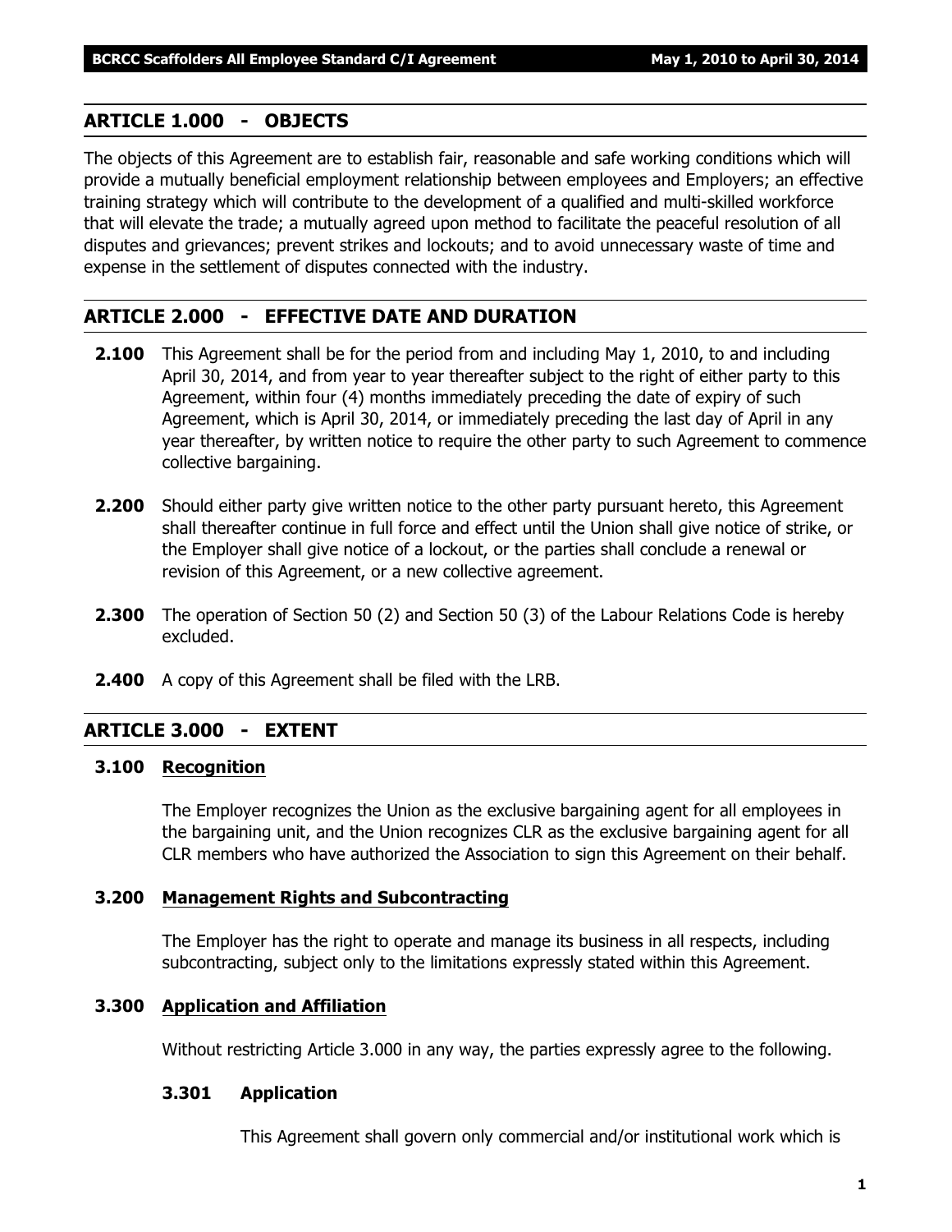## ARTICLE 1.000 - OBJECTS

The objects of this Agreement are to establish fair, reasonable and safe working conditions which will provide a mutually beneficial employment relationship between employees and Employers; an effective training strategy which will contribute to the development of a qualified and multi-skilled workforce that will elevate the trade; a mutually agreed upon method to facilitate the peaceful resolution of all disputes and grievances; prevent strikes and lockouts; and to avoid unnecessary waste of time and expense in the settlement of disputes connected with the industry.

## ARTICLE 2.000 - EFFECTIVE DATE AND DURATION

**2.100** This Agreement shall be for the period from and including May 1, 2010, to and including April 30, 2014, and from year to year thereafter subject to the right of either party to this Agreement, within four (4) months immediately preceding the date of expiry of such Agreement, which is April 30, 2014, or immediately preceding the last day of April in any year thereafter, by written notice to require the other party to such Agreement to commence collective bargaining.

**2.200** Should either party give written notice to the other party pursuant hereto, this Agreement shall thereafter continue in full force and effect until the Union shall give notice of strike, or the Employer shall give notice of a lockout, or the parties shall conclude a renewal or revision of this Agreement, or a new collective agreement.

**2.300** The operation of Section 50 (2) and Section 50 (3) of the Labour Relations Code is hereby excluded.

**2.400** A copy of this Agreement shall be filed with the LRB.

## ARTICLE 3.000 - EXTENT

### 3.100 Recognition

The Employer recognizes the Union as the exclusive bargaining agent for all employees in the bargaining unit, and the Union recognizes CLR as the exclusive bargaining agent for all CLR members who have authorized the Association to sign this Agreement on their behalf.

### 3.200 Management Rights and Subcontracting

The Employer has the right to operate and manage its business in all respects, including subcontracting, subject only to the limitations expressly stated within this Agreement.

### 3.300 Application and Affiliation

Without restricting Article 3.000 in any way, the parties expressly agree to the following.

#### 3.301 Application

This Agreement shall govern only commercial and/or institutional work which is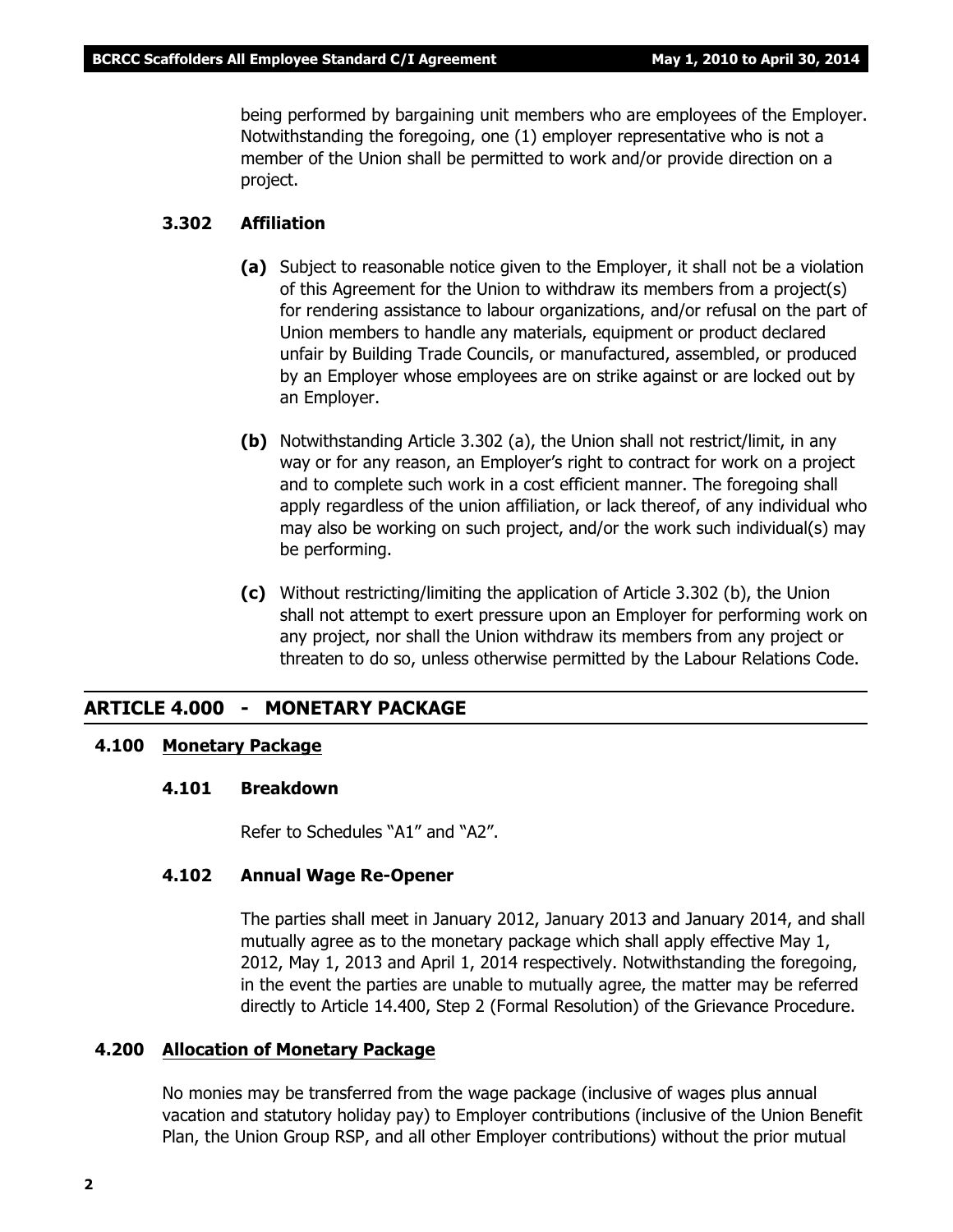being performed by bargaining unit members who are employees of the Employer. Notwithstanding the foregoing, one (1) employer representative who is not a member of the Union shall be permitted to work and/or provide direction on a project.

**3.302 Affiliation**

**(a)** Subject to reasonable notice given to the Employer, it shall not be a violation of this Agreement for the Union to withdraw its members from a project(s) for rendering assistance to labour organizations, and/or refusal on the part of Union members to handle any materials, equipment or product declared unfair by Building Trade Councils, or manufactured, assembled, or produced by an Employer whose employees are on strike against or are locked out by an Employer.

**(b)** Notwithstanding Article 3.302 (a), the Union shall not restrict/limit, in any way or for any reason, an Employer's right to contract for work on a project and to complete such work in a cost efficient manner. The foregoing shall apply regardless of the union affiliation, or lack thereof, of any individual who may also be working on such project, and/or the work such individual(s) may be performing.

**(c)** Without restricting/limiting the application of Article 3.302 (b), the Union shall not attempt to exert pressure upon an Employer for performing work on any project, nor shall the Union withdraw its members from any project or threaten to do so, unless otherwise permitted by the Labour Relations Code.

## ARTICLE 4.000 - MONETARY PACKAGE

### 4.100 Monetary Package

**4.101 Breakdown**

Refer to Schedules "A1" and "A2".

**4.102 Annual Wage Re-Opener**

The parties shall meet in January 2012, January 2013 and January 2014, and shall mutually agree as to the monetary package which shall apply effective May 1, 2012, May 1, 2013 and April 1, 2014 respectively. Notwithstanding the foregoing, in the event the parties are unable to mutually agree, the matter may be referred directly to Article 14.400, Step 2 (Formal Resolution) of the Grievance Procedure.

### 4.200 Allocation of Monetary Package

No monies may be transferred from the wage package (inclusive of wages plus annual vacation and statutory holiday pay) to Employer contributions (inclusive of the Union Benefit Plan, the Union Group RSP, and all other Employer contributions) without the prior mutual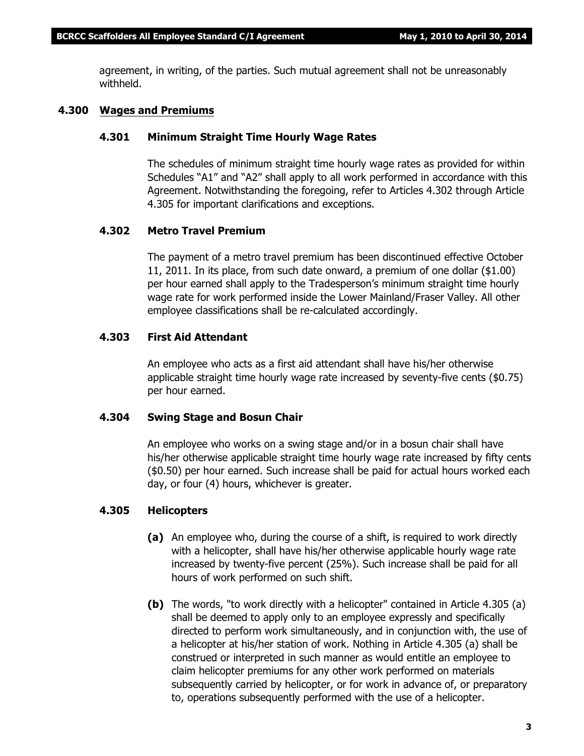agreement, in writing, of the parties. Such mutual agreement shall not be unreasonably withheld.

## 4.300 Wages and Premiums

### 4.301 Minimum Straight Time Hourly Wage Rates

The schedules of minimum straight time hourly wage rates as provided for within Schedules "A1" and "A2" shall apply to all work performed in accordance with this Agreement. Notwithstanding the foregoing, refer to Articles 4.302 through Article 4.305 for important clarifications and exceptions.

### 4.302 Metro Travel Premium

The payment of a metro travel premium has been discontinued effective October 11, 2011. In its place, from such date onward, a premium of one dollar ($1.00) per hour earned shall apply to the Tradesperson's minimum straight time hourly wage rate for work performed inside the Lower Mainland/Fraser Valley. All other employee classifications shall be re-calculated accordingly.

### 4.303 First Aid Attendant

An employee who acts as a first aid attendant shall have his/her otherwise applicable straight time hourly wage rate increased by seventy-five cents ($0.75) per hour earned.

### 4.304 Swing Stage and Bosun Chair

An employee who works on a swing stage and/or in a bosun chair shall have his/her otherwise applicable straight time hourly wage rate increased by fifty cents ($0.50) per hour earned. Such increase shall be paid for actual hours worked each day, or four (4) hours, whichever is greater.

### 4.305 Helicopters

**(a)** An employee who, during the course of a shift, is required to work directly with a helicopter, shall have his/her otherwise applicable hourly wage rate increased by twenty-five percent (25%). Such increase shall be paid for all hours of work performed on such shift.

**(b)** The words, "to work directly with a helicopter" contained in Article 4.305 (a) shall be deemed to apply only to an employee expressly and specifically directed to perform work simultaneously, and in conjunction with, the use of a helicopter at his/her station of work. Nothing in Article 4.305 (a) shall be construed or interpreted in such manner as would entitle an employee to claim helicopter premiums for any other work performed on materials subsequently carried by helicopter, or for work in advance of, or preparatory to, operations subsequently performed with the use of a helicopter.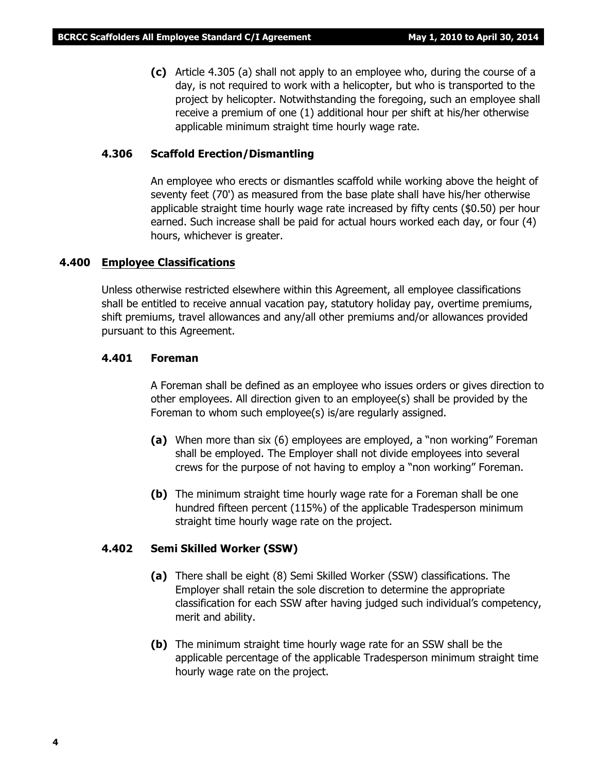**(c)** Article 4.305 (a) shall not apply to an employee who, during the course of a day, is not required to work with a helicopter, but who is transported to the project by helicopter. Notwithstanding the foregoing, such an employee shall receive a premium of one (1) additional hour per shift at his/her otherwise applicable minimum straight time hourly wage rate.

### 4.306 Scaffold Erection/Dismantling

An employee who erects or dismantles scaffold while working above the height of seventy feet (70') as measured from the base plate shall have his/her otherwise applicable straight time hourly wage rate increased by fifty cents ($0.50) per hour earned. Such increase shall be paid for actual hours worked each day, or four (4) hours, whichever is greater.

## 4.400 Employee Classifications

Unless otherwise restricted elsewhere within this Agreement, all employee classifications shall be entitled to receive annual vacation pay, statutory holiday pay, overtime premiums, shift premiums, travel allowances and any/all other premiums and/or allowances provided pursuant to this Agreement.

### 4.401 Foreman

A Foreman shall be defined as an employee who issues orders or gives direction to other employees. All direction given to an employee(s) shall be provided by the Foreman to whom such employee(s) is/are regularly assigned.

**(a)** When more than six (6) employees are employed, a "non working" Foreman shall be employed. The Employer shall not divide employees into several crews for the purpose of not having to employ a "non working" Foreman.

**(b)** The minimum straight time hourly wage rate for a Foreman shall be one hundred fifteen percent (115%) of the applicable Tradesperson minimum straight time hourly wage rate on the project.

### 4.402 Semi Skilled Worker (SSW)

**(a)** There shall be eight (8) Semi Skilled Worker (SSW) classifications. The Employer shall retain the sole discretion to determine the appropriate classification for each SSW after having judged such individual's competency, merit and ability.

**(b)** The minimum straight time hourly wage rate for an SSW shall be the applicable percentage of the applicable Tradesperson minimum straight time hourly wage rate on the project.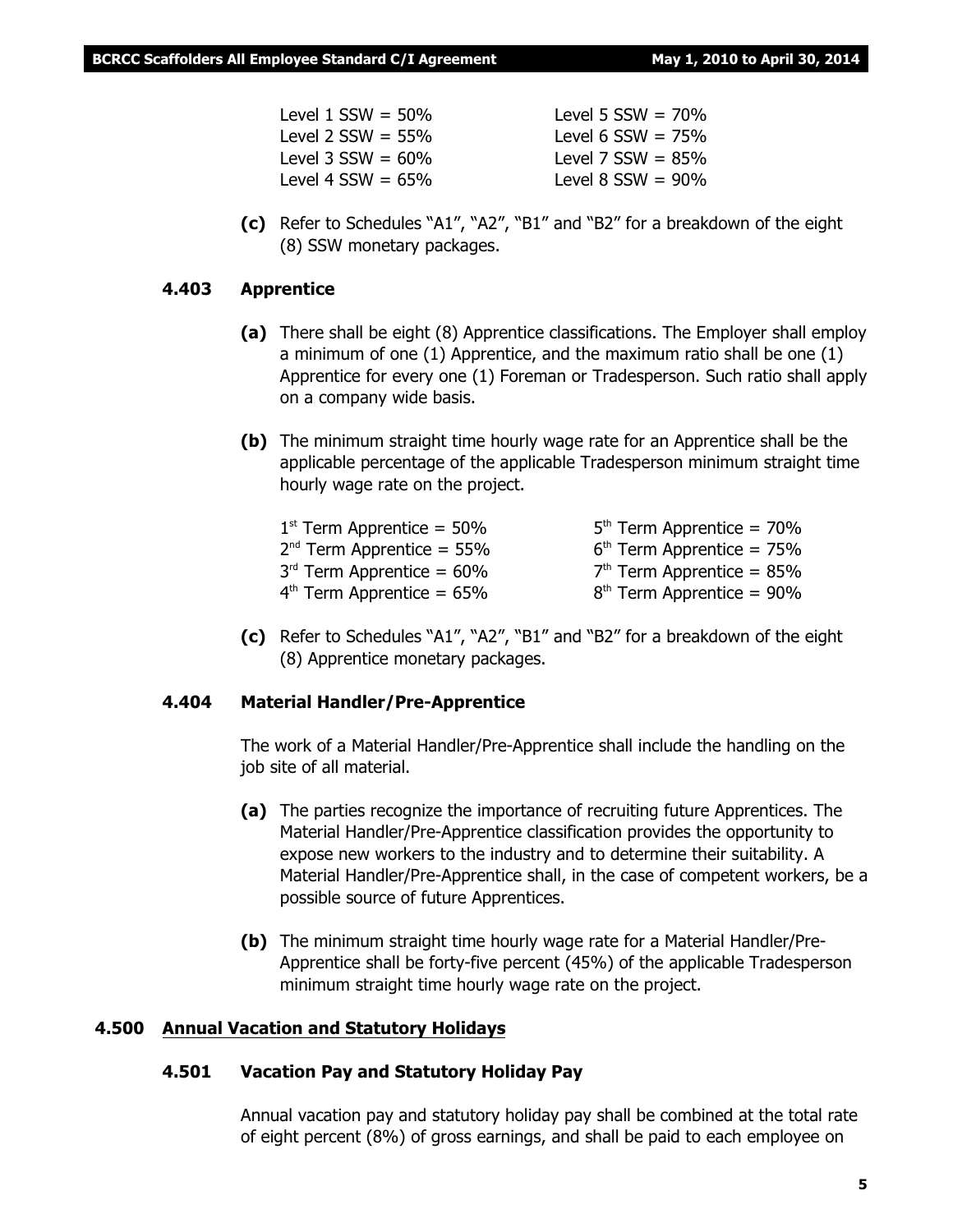Level 1 SSW = 50%
Level 2 SSW = 55%
Level 3 SSW = 60%
Level 4 SSW = 65%
Level 5 SSW = 70%
Level 6 SSW = 75%
Level 7 SSW = 85%
Level 8 SSW = 90%

**(c)** Refer to Schedules "A1", "A2", "B1" and "B2" for a breakdown of the eight (8) SSW monetary packages.

### 4.403 Apprentice

**(a)** There shall be eight (8) Apprentice classifications. The Employer shall employ a minimum of one (1) Apprentice, and the maximum ratio shall be one (1) Apprentice for every one (1) Foreman or Tradesperson. Such ratio shall apply on a company wide basis.

**(b)** The minimum straight time hourly wage rate for an Apprentice shall be the applicable percentage of the applicable Tradesperson minimum straight time hourly wage rate on the project.

1st Term Apprentice = 50%
2nd Term Apprentice = 55%
3rd Term Apprentice = 60%
4th Term Apprentice = 65%
5th Term Apprentice = 70%
6th Term Apprentice = 75%
7th Term Apprentice = 85%
8th Term Apprentice = 90%

**(c)** Refer to Schedules "A1", "A2", "B1" and "B2" for a breakdown of the eight (8) Apprentice monetary packages.

### 4.404 Material Handler/Pre-Apprentice

The work of a Material Handler/Pre-Apprentice shall include the handling on the job site of all material.

**(a)** The parties recognize the importance of recruiting future Apprentices. The Material Handler/Pre-Apprentice classification provides the opportunity to expose new workers to the industry and to determine their suitability. A Material Handler/Pre-Apprentice shall, in the case of competent workers, be a possible source of future Apprentices.

**(b)** The minimum straight time hourly wage rate for a Material Handler/Pre-Apprentice shall be forty-five percent (45%) of the applicable Tradesperson minimum straight time hourly wage rate on the project.

## 4.500 Annual Vacation and Statutory Holidays

### 4.501 Vacation Pay and Statutory Holiday Pay

Annual vacation pay and statutory holiday pay shall be combined at the total rate of eight percent (8%) of gross earnings, and shall be paid to each employee on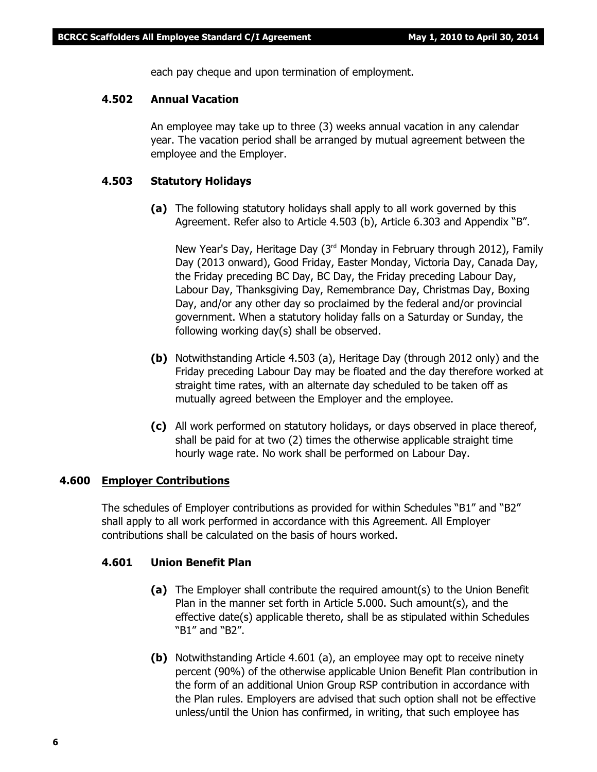each pay cheque and upon termination of employment.

### 4.502 Annual Vacation

An employee may take up to three (3) weeks annual vacation in any calendar year. The vacation period shall be arranged by mutual agreement between the employee and the Employer.

### 4.503 Statutory Holidays

**(a)** The following statutory holidays shall apply to all work governed by this Agreement. Refer also to Article 4.503 (b), Article 6.303 and Appendix "B".

New Year's Day, Heritage Day (3rd Monday in February through 2012), Family Day (2013 onward), Good Friday, Easter Monday, Victoria Day, Canada Day, the Friday preceding BC Day, BC Day, the Friday preceding Labour Day, Labour Day, Thanksgiving Day, Remembrance Day, Christmas Day, Boxing Day, and/or any other day so proclaimed by the federal and/or provincial government. When a statutory holiday falls on a Saturday or Sunday, the following working day(s) shall be observed.

**(b)** Notwithstanding Article 4.503 (a), Heritage Day (through 2012 only) and the Friday preceding Labour Day may be floated and the day therefore worked at straight time rates, with an alternate day scheduled to be taken off as mutually agreed between the Employer and the employee.

**(c)** All work performed on statutory holidays, or days observed in place thereof, shall be paid for at two (2) times the otherwise applicable straight time hourly wage rate. No work shall be performed on Labour Day.

## 4.600 Employer Contributions

The schedules of Employer contributions as provided for within Schedules "B1" and "B2" shall apply to all work performed in accordance with this Agreement. All Employer contributions shall be calculated on the basis of hours worked.

### 4.601 Union Benefit Plan

**(a)** The Employer shall contribute the required amount(s) to the Union Benefit Plan in the manner set forth in Article 5.000. Such amount(s), and the effective date(s) applicable thereto, shall be as stipulated within Schedules "B1" and "B2".

**(b)** Notwithstanding Article 4.601 (a), an employee may opt to receive ninety percent (90%) of the otherwise applicable Union Benefit Plan contribution in the form of an additional Union Group RSP contribution in accordance with the Plan rules. Employers are advised that such option shall not be effective unless/until the Union has confirmed, in writing, that such employee has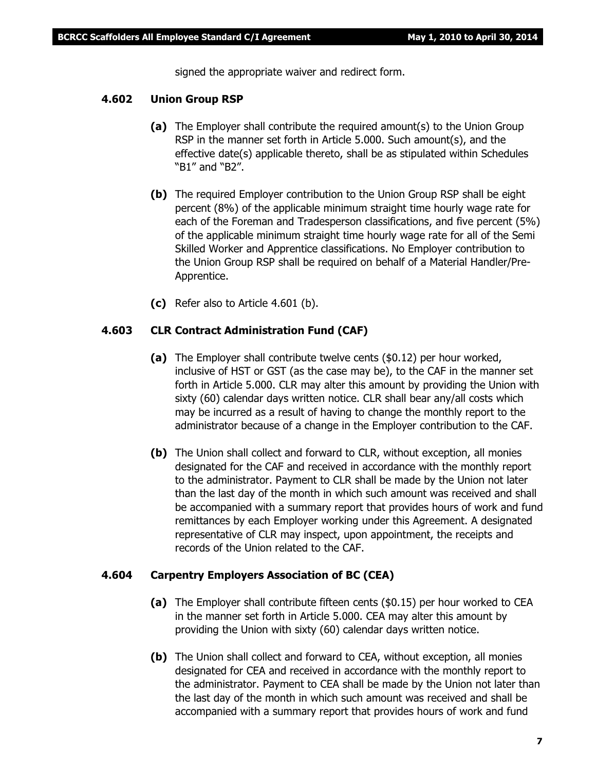signed the appropriate waiver and redirect form.

### 4.602 Union Group RSP

**(a)** The Employer shall contribute the required amount(s) to the Union Group RSP in the manner set forth in Article 5.000. Such amount(s), and the effective date(s) applicable thereto, shall be as stipulated within Schedules "B1" and "B2".

**(b)** The required Employer contribution to the Union Group RSP shall be eight percent (8%) of the applicable minimum straight time hourly wage rate for each of the Foreman and Tradesperson classifications, and five percent (5%) of the applicable minimum straight time hourly wage rate for all of the Semi Skilled Worker and Apprentice classifications. No Employer contribution to the Union Group RSP shall be required on behalf of a Material Handler/Pre-Apprentice.

**(c)** Refer also to Article 4.601 (b).

### 4.603 CLR Contract Administration Fund (CAF)

**(a)** The Employer shall contribute twelve cents ($0.12) per hour worked, inclusive of HST or GST (as the case may be), to the CAF in the manner set forth in Article 5.000. CLR may alter this amount by providing the Union with sixty (60) calendar days written notice. CLR shall bear any/all costs which may be incurred as a result of having to change the monthly report to the administrator because of a change in the Employer contribution to the CAF.

**(b)** The Union shall collect and forward to CLR, without exception, all monies designated for the CAF and received in accordance with the monthly report to the administrator. Payment to CLR shall be made by the Union not later than the last day of the month in which such amount was received and shall be accompanied with a summary report that provides hours of work and fund remittances by each Employer working under this Agreement. A designated representative of CLR may inspect, upon appointment, the receipts and records of the Union related to the CAF.

### 4.604 Carpentry Employers Association of BC (CEA)

**(a)** The Employer shall contribute fifteen cents ($0.15) per hour worked to CEA in the manner set forth in Article 5.000. CEA may alter this amount by providing the Union with sixty (60) calendar days written notice.

**(b)** The Union shall collect and forward to CEA, without exception, all monies designated for CEA and received in accordance with the monthly report to the administrator. Payment to CEA shall be made by the Union not later than the last day of the month in which such amount was received and shall be accompanied with a summary report that provides hours of work and fund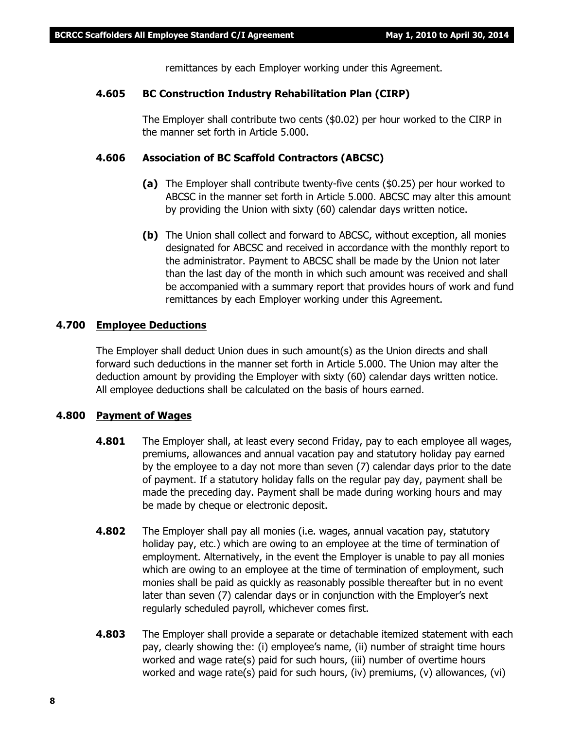remittances by each Employer working under this Agreement.

### 4.605 BC Construction Industry Rehabilitation Plan (CIRP)

The Employer shall contribute two cents ($0.02) per hour worked to the CIRP in the manner set forth in Article 5.000.

### 4.606 Association of BC Scaffold Contractors (ABCSC)

**(a)** The Employer shall contribute twenty-five cents ($0.25) per hour worked to ABCSC in the manner set forth in Article 5.000. ABCSC may alter this amount by providing the Union with sixty (60) calendar days written notice.

**(b)** The Union shall collect and forward to ABCSC, without exception, all monies designated for ABCSC and received in accordance with the monthly report to the administrator. Payment to ABCSC shall be made by the Union not later than the last day of the month in which such amount was received and shall be accompanied with a summary report that provides hours of work and fund remittances by each Employer working under this Agreement.

## 4.700 Employee Deductions

The Employer shall deduct Union dues in such amount(s) as the Union directs and shall forward such deductions in the manner set forth in Article 5.000. The Union may alter the deduction amount by providing the Employer with sixty (60) calendar days written notice. All employee deductions shall be calculated on the basis of hours earned.

## 4.800 Payment of Wages

**4.801** The Employer shall, at least every second Friday, pay to each employee all wages, premiums, allowances and annual vacation pay and statutory holiday pay earned by the employee to a day not more than seven (7) calendar days prior to the date of payment. If a statutory holiday falls on the regular pay day, payment shall be made the preceding day. Payment shall be made during working hours and may be made by cheque or electronic deposit.

**4.802** The Employer shall pay all monies (i.e. wages, annual vacation pay, statutory holiday pay, etc.) which are owing to an employee at the time of termination of employment. Alternatively, in the event the Employer is unable to pay all monies which are owing to an employee at the time of termination of employment, such monies shall be paid as quickly as reasonably possible thereafter but in no event later than seven (7) calendar days or in conjunction with the Employer's next regularly scheduled payroll, whichever comes first.

**4.803** The Employer shall provide a separate or detachable itemized statement with each pay, clearly showing the: (i) employee's name, (ii) number of straight time hours worked and wage rate(s) paid for such hours, (iii) number of overtime hours worked and wage rate(s) paid for such hours, (iv) premiums, (v) allowances, (vi)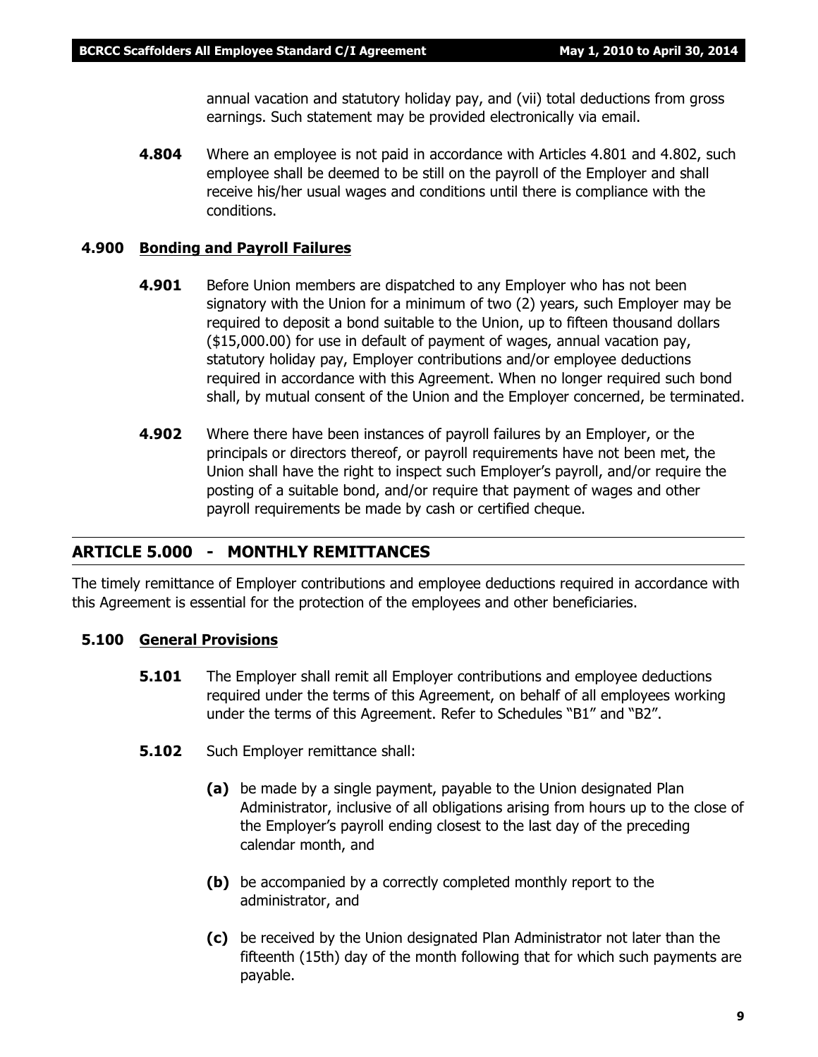annual vacation and statutory holiday pay, and (vii) total deductions from gross earnings. Such statement may be provided electronically via email.

**4.804** Where an employee is not paid in accordance with Articles 4.801 and 4.802, such employee shall be deemed to be still on the payroll of the Employer and shall receive his/her usual wages and conditions until there is compliance with the conditions.

### 4.900 Bonding and Payroll Failures

**4.901** Before Union members are dispatched to any Employer who has not been signatory with the Union for a minimum of two (2) years, such Employer may be required to deposit a bond suitable to the Union, up to fifteen thousand dollars ($15,000.00) for use in default of payment of wages, annual vacation pay, statutory holiday pay, Employer contributions and/or employee deductions required in accordance with this Agreement. When no longer required such bond shall, by mutual consent of the Union and the Employer concerned, be terminated.

**4.902** Where there have been instances of payroll failures by an Employer, or the principals or directors thereof, or payroll requirements have not been met, the Union shall have the right to inspect such Employer's payroll, and/or require the posting of a suitable bond, and/or require that payment of wages and other payroll requirements be made by cash or certified cheque.

## ARTICLE 5.000 - MONTHLY REMITTANCES

The timely remittance of Employer contributions and employee deductions required in accordance with this Agreement is essential for the protection of the employees and other beneficiaries.

### 5.100 General Provisions

**5.101** The Employer shall remit all Employer contributions and employee deductions required under the terms of this Agreement, on behalf of all employees working under the terms of this Agreement. Refer to Schedules "B1" and "B2".

**5.102** Such Employer remittance shall:

**(a)** be made by a single payment, payable to the Union designated Plan Administrator, inclusive of all obligations arising from hours up to the close of the Employer's payroll ending closest to the last day of the preceding calendar month, and

**(b)** be accompanied by a correctly completed monthly report to the administrator, and

**(c)** be received by the Union designated Plan Administrator not later than the fifteenth (15th) day of the month following that for which such payments are payable.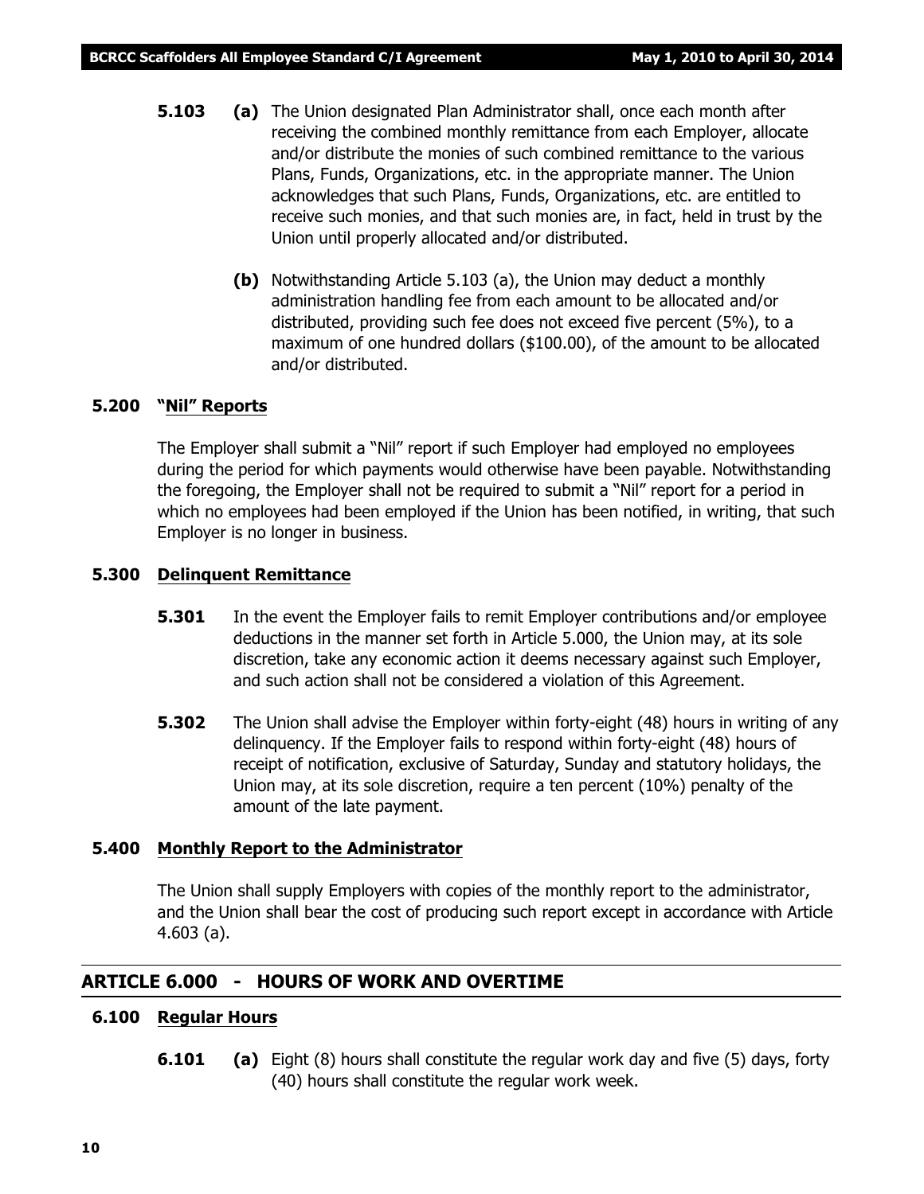**5.103** **(a)** The Union designated Plan Administrator shall, once each month after receiving the combined monthly remittance from each Employer, allocate and/or distribute the monies of such combined remittance to the various Plans, Funds, Organizations, etc. in the appropriate manner. The Union acknowledges that such Plans, Funds, Organizations, etc. are entitled to receive such monies, and that such monies are, in fact, held in trust by the Union until properly allocated and/or distributed.

**(b)** Notwithstanding Article 5.103 (a), the Union may deduct a monthly administration handling fee from each amount to be allocated and/or distributed, providing such fee does not exceed five percent (5%), to a maximum of one hundred dollars ($100.00), of the amount to be allocated and/or distributed.

### 5.200 "Nil" Reports

The Employer shall submit a "Nil" report if such Employer had employed no employees during the period for which payments would otherwise have been payable. Notwithstanding the foregoing, the Employer shall not be required to submit a "Nil" report for a period in which no employees had been employed if the Union has been notified, in writing, that such Employer is no longer in business.

### 5.300 Delinquent Remittance

**5.301** In the event the Employer fails to remit Employer contributions and/or employee deductions in the manner set forth in Article 5.000, the Union may, at its sole discretion, take any economic action it deems necessary against such Employer, and such action shall not be considered a violation of this Agreement.

**5.302** The Union shall advise the Employer within forty-eight (48) hours in writing of any delinquency. If the Employer fails to respond within forty-eight (48) hours of receipt of notification, exclusive of Saturday, Sunday and statutory holidays, the Union may, at its sole discretion, require a ten percent (10%) penalty of the amount of the late payment.

### 5.400 Monthly Report to the Administrator

The Union shall supply Employers with copies of the monthly report to the administrator, and the Union shall bear the cost of producing such report except in accordance with Article 4.603 (a).

## ARTICLE 6.000 - HOURS OF WORK AND OVERTIME

### 6.100 Regular Hours

**6.101** **(a)** Eight (8) hours shall constitute the regular work day and five (5) days, forty (40) hours shall constitute the regular work week.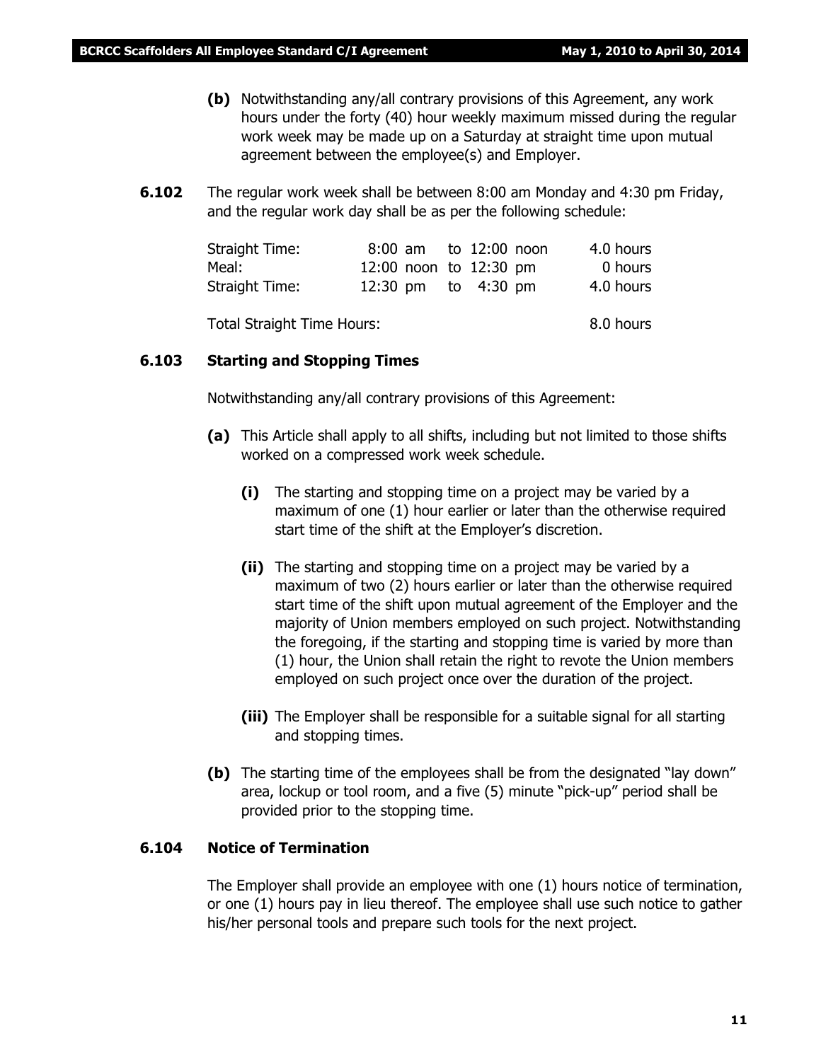**(b)** Notwithstanding any/all contrary provisions of this Agreement, any work hours under the forty (40) hour weekly maximum missed during the regular work week may be made up on a Saturday at straight time upon mutual agreement between the employee(s) and Employer.

**6.102** The regular work week shall be between 8:00 am Monday and 4:30 pm Friday, and the regular work day shall be as per the following schedule:

| | | |
|---|---|---|
| Straight Time: | 8:00 am to 12:00 noon | 4.0 hours |
| Meal: | 12:00 noon to 12:30 pm | 0 hours |
| Straight Time: | 12:30 pm to 4:30 pm | 4.0 hours |
| Total Straight Time Hours: | | 8.0 hours |

### 6.103 Starting and Stopping Times

Notwithstanding any/all contrary provisions of this Agreement:

**(a)** This Article shall apply to all shifts, including but not limited to those shifts worked on a compressed work week schedule.

**(i)** The starting and stopping time on a project may be varied by a maximum of one (1) hour earlier or later than the otherwise required start time of the shift at the Employer's discretion.

**(ii)** The starting and stopping time on a project may be varied by a maximum of two (2) hours earlier or later than the otherwise required start time of the shift upon mutual agreement of the Employer and the majority of Union members employed on such project. Notwithstanding the foregoing, if the starting and stopping time is varied by more than (1) hour, the Union shall retain the right to revote the Union members employed on such project once over the duration of the project.

**(iii)** The Employer shall be responsible for a suitable signal for all starting and stopping times.

**(b)** The starting time of the employees shall be from the designated "lay down" area, lockup or tool room, and a five (5) minute "pick-up" period shall be provided prior to the stopping time.

### 6.104 Notice of Termination

The Employer shall provide an employee with one (1) hours notice of termination, or one (1) hours pay in lieu thereof. The employee shall use such notice to gather his/her personal tools and prepare such tools for the next project.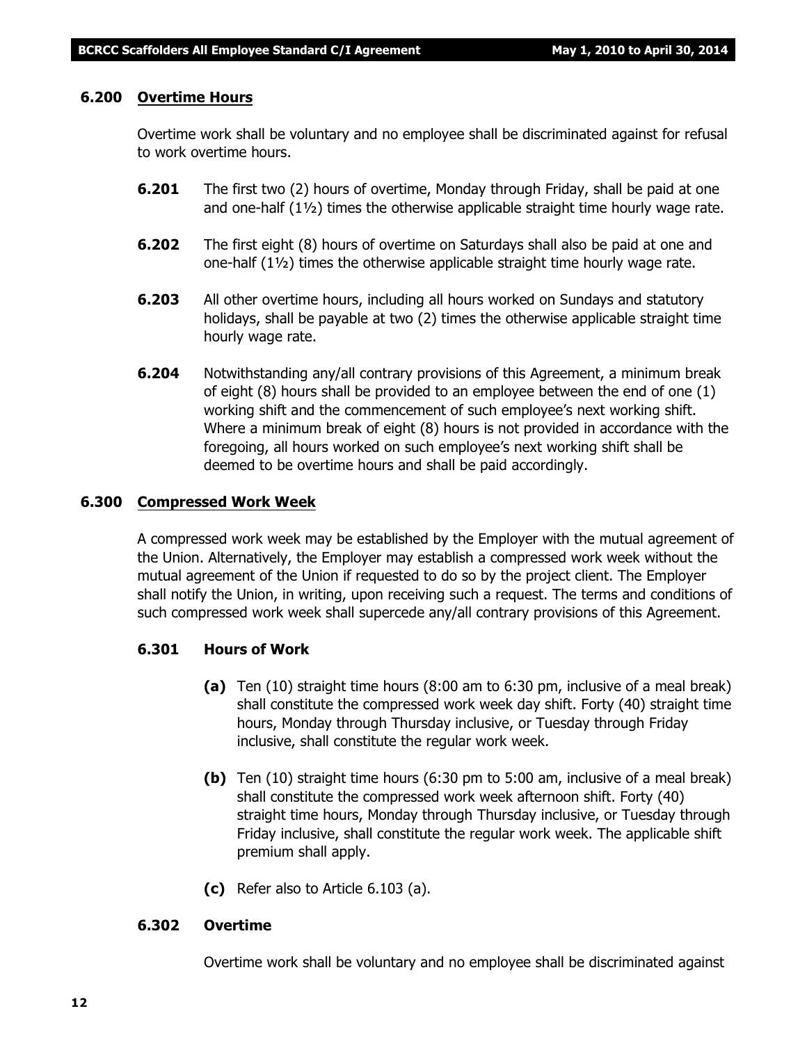### 6.200 Overtime Hours

Overtime work shall be voluntary and no employee shall be discriminated against for refusal to work overtime hours.

**6.201** The first two (2) hours of overtime, Monday through Friday, shall be paid at one and one-half (1½) times the otherwise applicable straight time hourly wage rate.

**6.202** The first eight (8) hours of overtime on Saturdays shall also be paid at one and one-half (1½) times the otherwise applicable straight time hourly wage rate.

**6.203** All other overtime hours, including all hours worked on Sundays and statutory holidays, shall be payable at two (2) times the otherwise applicable straight time hourly wage rate.

**6.204** Notwithstanding any/all contrary provisions of this Agreement, a minimum break of eight (8) hours shall be provided to an employee between the end of one (1) working shift and the commencement of such employee's next working shift. Where a minimum break of eight (8) hours is not provided in accordance with the foregoing, all hours worked on such employee's next working shift shall be deemed to be overtime hours and shall be paid accordingly.

### 6.300 Compressed Work Week

A compressed work week may be established by the Employer with the mutual agreement of the Union. Alternatively, the Employer may establish a compressed work week without the mutual agreement of the Union if requested to do so by the project client. The Employer shall notify the Union, in writing, upon receiving such a request. The terms and conditions of such compressed work week shall supercede any/all contrary provisions of this Agreement.

#### 6.301 Hours of Work

**(a)** Ten (10) straight time hours (8:00 am to 6:30 pm, inclusive of a meal break) shall constitute the compressed work week day shift. Forty (40) straight time hours, Monday through Thursday inclusive, or Tuesday through Friday inclusive, shall constitute the regular work week.

**(b)** Ten (10) straight time hours (6:30 pm to 5:00 am, inclusive of a meal break) shall constitute the compressed work week afternoon shift. Forty (40) straight time hours, Monday through Thursday inclusive, or Tuesday through Friday inclusive, shall constitute the regular work week. The applicable shift premium shall apply.

**(c)** Refer also to Article 6.103 (a).

#### 6.302 Overtime

Overtime work shall be voluntary and no employee shall be discriminated against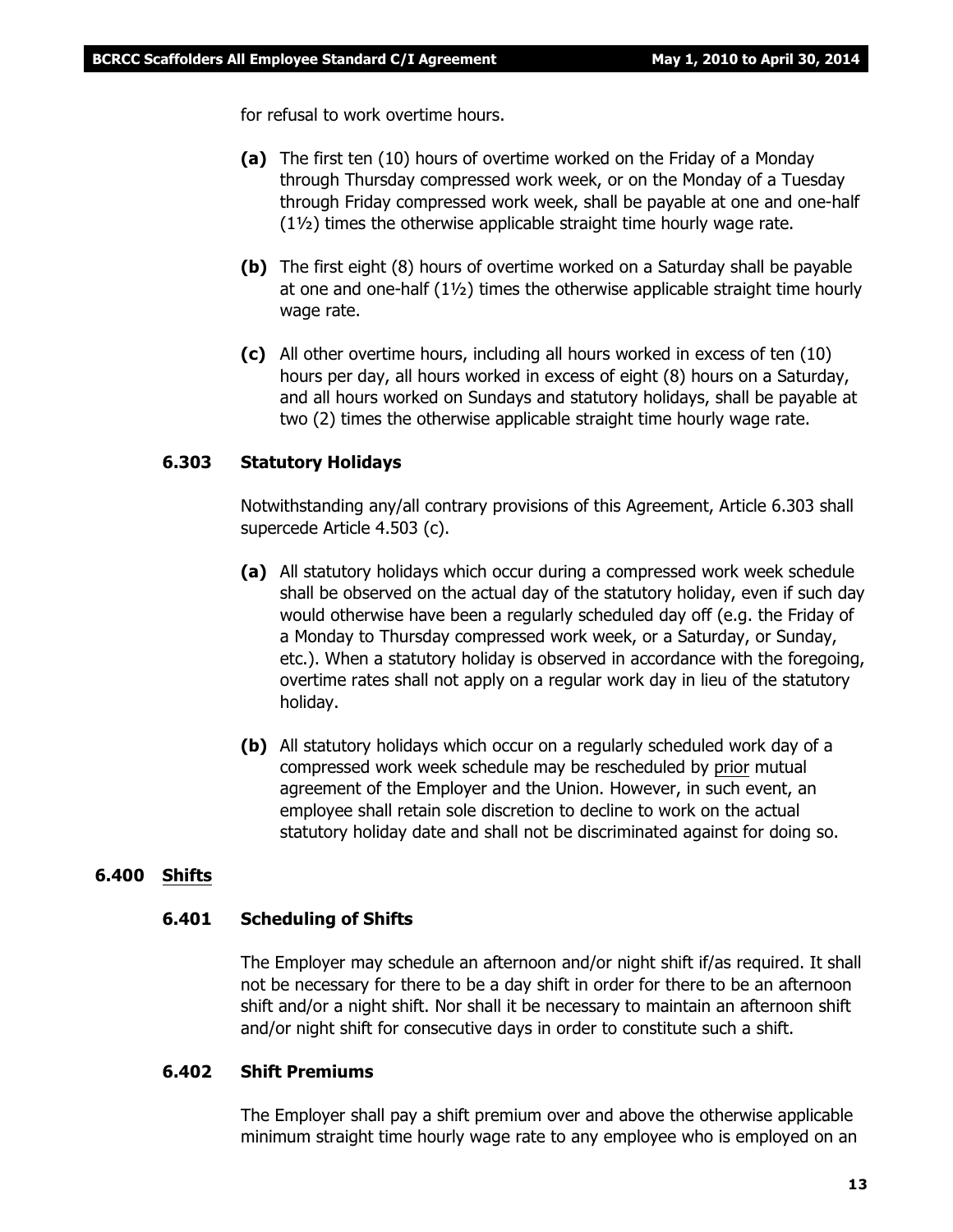for refusal to work overtime hours.

**(a)** The first ten (10) hours of overtime worked on the Friday of a Monday through Thursday compressed work week, or on the Monday of a Tuesday through Friday compressed work week, shall be payable at one and one-half (1½) times the otherwise applicable straight time hourly wage rate.

**(b)** The first eight (8) hours of overtime worked on a Saturday shall be payable at one and one-half (1½) times the otherwise applicable straight time hourly wage rate.

**(c)** All other overtime hours, including all hours worked in excess of ten (10) hours per day, all hours worked in excess of eight (8) hours on a Saturday, and all hours worked on Sundays and statutory holidays, shall be payable at two (2) times the otherwise applicable straight time hourly wage rate.

### 6.303 Statutory Holidays

Notwithstanding any/all contrary provisions of this Agreement, Article 6.303 shall supercede Article 4.503 (c).

**(a)** All statutory holidays which occur during a compressed work week schedule shall be observed on the actual day of the statutory holiday, even if such day would otherwise have been a regularly scheduled day off (e.g. the Friday of a Monday to Thursday compressed work week, or a Saturday, or Sunday, etc.). When a statutory holiday is observed in accordance with the foregoing, overtime rates shall not apply on a regular work day in lieu of the statutory holiday.

**(b)** All statutory holidays which occur on a regularly scheduled work day of a compressed work week schedule may be rescheduled by prior mutual agreement of the Employer and the Union. However, in such event, an employee shall retain sole discretion to decline to work on the actual statutory holiday date and shall not be discriminated against for doing so.

## 6.400 Shifts

### 6.401 Scheduling of Shifts

The Employer may schedule an afternoon and/or night shift if/as required. It shall not be necessary for there to be a day shift in order for there to be an afternoon shift and/or a night shift. Nor shall it be necessary to maintain an afternoon shift and/or night shift for consecutive days in order to constitute such a shift.

### 6.402 Shift Premiums

The Employer shall pay a shift premium over and above the otherwise applicable minimum straight time hourly wage rate to any employee who is employed on an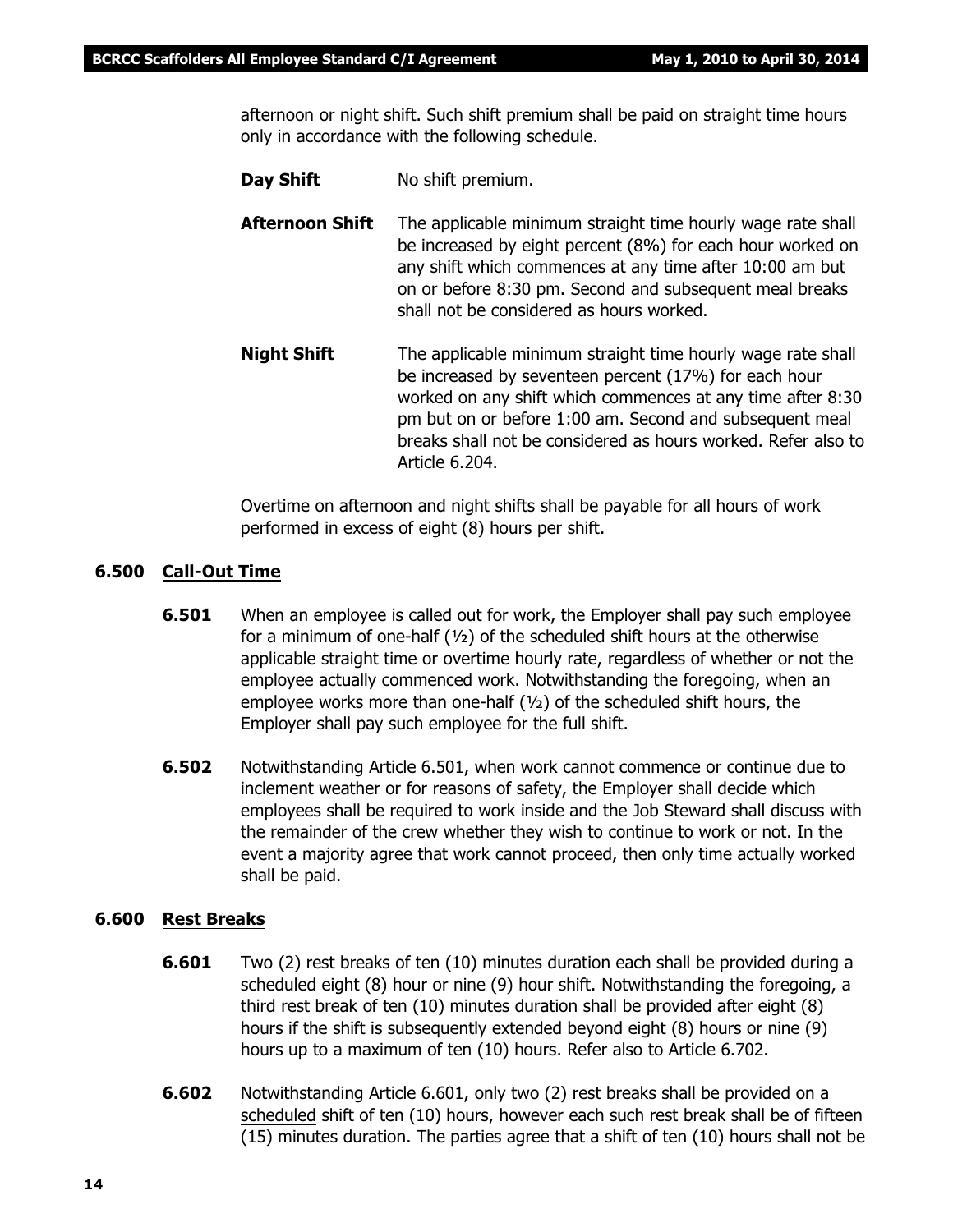afternoon or night shift. Such shift premium shall be paid on straight time hours only in accordance with the following schedule.

**Day Shift** No shift premium.

**Afternoon Shift** The applicable minimum straight time hourly wage rate shall be increased by eight percent (8%) for each hour worked on any shift which commences at any time after 10:00 am but on or before 8:30 pm. Second and subsequent meal breaks shall not be considered as hours worked.

**Night Shift** The applicable minimum straight time hourly wage rate shall be increased by seventeen percent (17%) for each hour worked on any shift which commences at any time after 8:30 pm but on or before 1:00 am. Second and subsequent meal breaks shall not be considered as hours worked. Refer also to Article 6.204.

Overtime on afternoon and night shifts shall be payable for all hours of work performed in excess of eight (8) hours per shift.

## 6.500 Call-Out Time

**6.501** When an employee is called out for work, the Employer shall pay such employee for a minimum of one-half (½) of the scheduled shift hours at the otherwise applicable straight time or overtime hourly rate, regardless of whether or not the employee actually commenced work. Notwithstanding the foregoing, when an employee works more than one-half (½) of the scheduled shift hours, the Employer shall pay such employee for the full shift.

**6.502** Notwithstanding Article 6.501, when work cannot commence or continue due to inclement weather or for reasons of safety, the Employer shall decide which employees shall be required to work inside and the Job Steward shall discuss with the remainder of the crew whether they wish to continue to work or not. In the event a majority agree that work cannot proceed, then only time actually worked shall be paid.

## 6.600 Rest Breaks

**6.601** Two (2) rest breaks of ten (10) minutes duration each shall be provided during a scheduled eight (8) hour or nine (9) hour shift. Notwithstanding the foregoing, a third rest break of ten (10) minutes duration shall be provided after eight (8) hours if the shift is subsequently extended beyond eight (8) hours or nine (9) hours up to a maximum of ten (10) hours. Refer also to Article 6.702.

**6.602** Notwithstanding Article 6.601, only two (2) rest breaks shall be provided on a scheduled shift of ten (10) hours, however each such rest break shall be of fifteen (15) minutes duration. The parties agree that a shift of ten (10) hours shall not be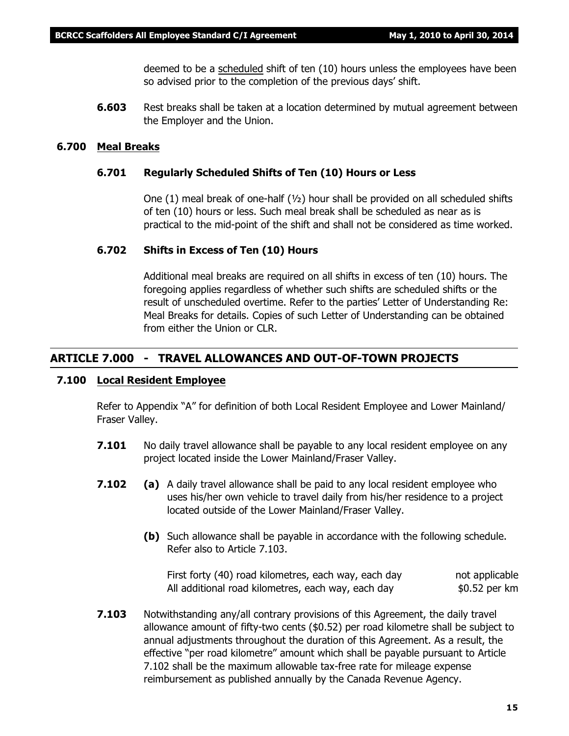deemed to be a <u>scheduled</u> shift of ten (10) hours unless the employees have been so advised prior to the completion of the previous days' shift.

**6.603** Rest breaks shall be taken at a location determined by mutual agreement between the Employer and the Union.

### 6.700 Meal Breaks

#### 6.701 Regularly Scheduled Shifts of Ten (10) Hours or Less

One (1) meal break of one-half (½) hour shall be provided on all scheduled shifts of ten (10) hours or less. Such meal break shall be scheduled as near as is practical to the mid-point of the shift and shall not be considered as time worked.

#### 6.702 Shifts in Excess of Ten (10) Hours

Additional meal breaks are required on all shifts in excess of ten (10) hours. The foregoing applies regardless of whether such shifts are scheduled shifts or the result of unscheduled overtime. Refer to the parties' Letter of Understanding Re: Meal Breaks for details. Copies of such Letter of Understanding can be obtained from either the Union or CLR.

## ARTICLE 7.000 - TRAVEL ALLOWANCES AND OUT-OF-TOWN PROJECTS

### 7.100 Local Resident Employee

Refer to Appendix "A" for definition of both Local Resident Employee and Lower Mainland/ Fraser Valley.

**7.101** No daily travel allowance shall be payable to any local resident employee on any project located inside the Lower Mainland/Fraser Valley.

**7.102** **(a)** A daily travel allowance shall be paid to any local resident employee who uses his/her own vehicle to travel daily from his/her residence to a project located outside of the Lower Mainland/Fraser Valley.

**(b)** Such allowance shall be payable in accordance with the following schedule. Refer also to Article 7.103.

| | |
|---|---|
| First forty (40) road kilometres, each way, each day | not applicable |
| All additional road kilometres, each way, each day | $0.52 per km |

**7.103** Notwithstanding any/all contrary provisions of this Agreement, the daily travel allowance amount of fifty-two cents ($0.52) per road kilometre shall be subject to annual adjustments throughout the duration of this Agreement. As a result, the effective "per road kilometre" amount which shall be payable pursuant to Article 7.102 shall be the maximum allowable tax-free rate for mileage expense reimbursement as published annually by the Canada Revenue Agency.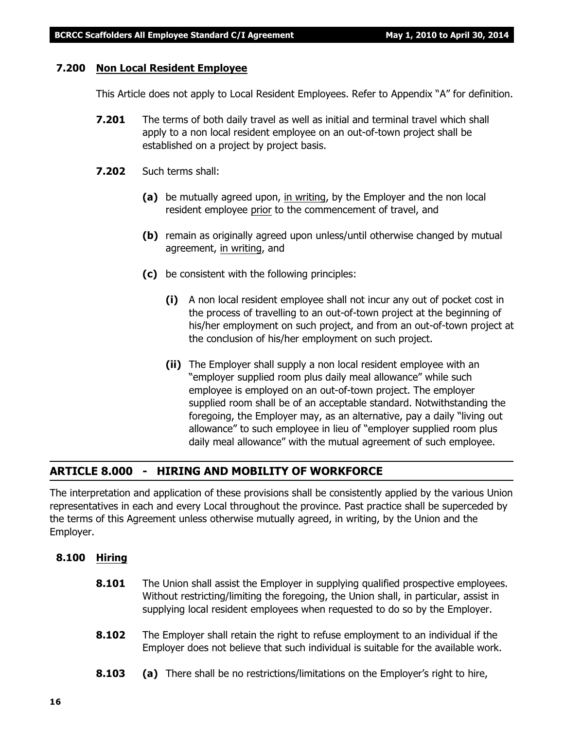### 7.200 Non Local Resident Employee

This Article does not apply to Local Resident Employees. Refer to Appendix "A" for definition.

**7.201** The terms of both daily travel as well as initial and terminal travel which shall apply to a non local resident employee on an out-of-town project shall be established on a project by project basis.

**7.202** Such terms shall:

**(a)** be mutually agreed upon, in writing, by the Employer and the non local resident employee prior to the commencement of travel, and

**(b)** remain as originally agreed upon unless/until otherwise changed by mutual agreement, in writing, and

**(c)** be consistent with the following principles:

**(i)** A non local resident employee shall not incur any out of pocket cost in the process of travelling to an out-of-town project at the beginning of his/her employment on such project, and from an out-of-town project at the conclusion of his/her employment on such project.

**(ii)** The Employer shall supply a non local resident employee with an "employer supplied room plus daily meal allowance" while such employee is employed on an out-of-town project. The employer supplied room shall be of an acceptable standard. Notwithstanding the foregoing, the Employer may, as an alternative, pay a daily "living out allowance" to such employee in lieu of "employer supplied room plus daily meal allowance" with the mutual agreement of such employee.

## ARTICLE 8.000 - HIRING AND MOBILITY OF WORKFORCE

The interpretation and application of these provisions shall be consistently applied by the various Union representatives in each and every Local throughout the province. Past practice shall be superceded by the terms of this Agreement unless otherwise mutually agreed, in writing, by the Union and the Employer.

### 8.100 Hiring

**8.101** The Union shall assist the Employer in supplying qualified prospective employees. Without restricting/limiting the foregoing, the Union shall, in particular, assist in supplying local resident employees when requested to do so by the Employer.

**8.102** The Employer shall retain the right to refuse employment to an individual if the Employer does not believe that such individual is suitable for the available work.

**8.103** **(a)** There shall be no restrictions/limitations on the Employer's right to hire,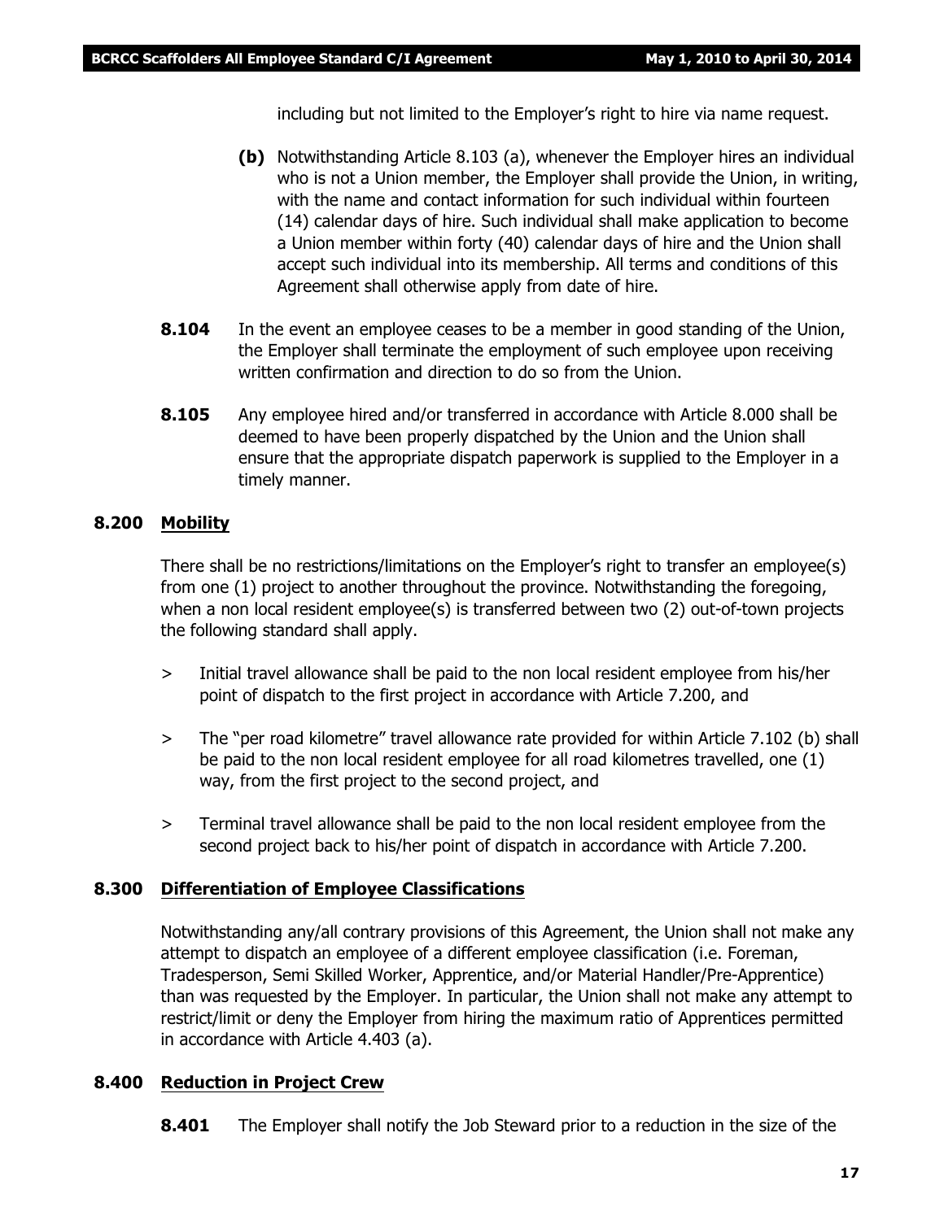including but not limited to the Employer's right to hire via name request.

**(b)** Notwithstanding Article 8.103 (a), whenever the Employer hires an individual who is not a Union member, the Employer shall provide the Union, in writing, with the name and contact information for such individual within fourteen (14) calendar days of hire. Such individual shall make application to become a Union member within forty (40) calendar days of hire and the Union shall accept such individual into its membership. All terms and conditions of this Agreement shall otherwise apply from date of hire.

**8.104** In the event an employee ceases to be a member in good standing of the Union, the Employer shall terminate the employment of such employee upon receiving written confirmation and direction to do so from the Union.

**8.105** Any employee hired and/or transferred in accordance with Article 8.000 shall be deemed to have been properly dispatched by the Union and the Union shall ensure that the appropriate dispatch paperwork is supplied to the Employer in a timely manner.

## 8.200 Mobility

There shall be no restrictions/limitations on the Employer's right to transfer an employee(s) from one (1) project to another throughout the province. Notwithstanding the foregoing, when a non local resident employee(s) is transferred between two (2) out-of-town projects the following standard shall apply.

> Initial travel allowance shall be paid to the non local resident employee from his/her point of dispatch to the first project in accordance with Article 7.200, and

> The "per road kilometre" travel allowance rate provided for within Article 7.102 (b) shall be paid to the non local resident employee for all road kilometres travelled, one (1) way, from the first project to the second project, and

> Terminal travel allowance shall be paid to the non local resident employee from the second project back to his/her point of dispatch in accordance with Article 7.200.

## 8.300 Differentiation of Employee Classifications

Notwithstanding any/all contrary provisions of this Agreement, the Union shall not make any attempt to dispatch an employee of a different employee classification (i.e. Foreman, Tradesperson, Semi Skilled Worker, Apprentice, and/or Material Handler/Pre-Apprentice) than was requested by the Employer. In particular, the Union shall not make any attempt to restrict/limit or deny the Employer from hiring the maximum ratio of Apprentices permitted in accordance with Article 4.403 (a).

## 8.400 Reduction in Project Crew

**8.401** The Employer shall notify the Job Steward prior to a reduction in the size of the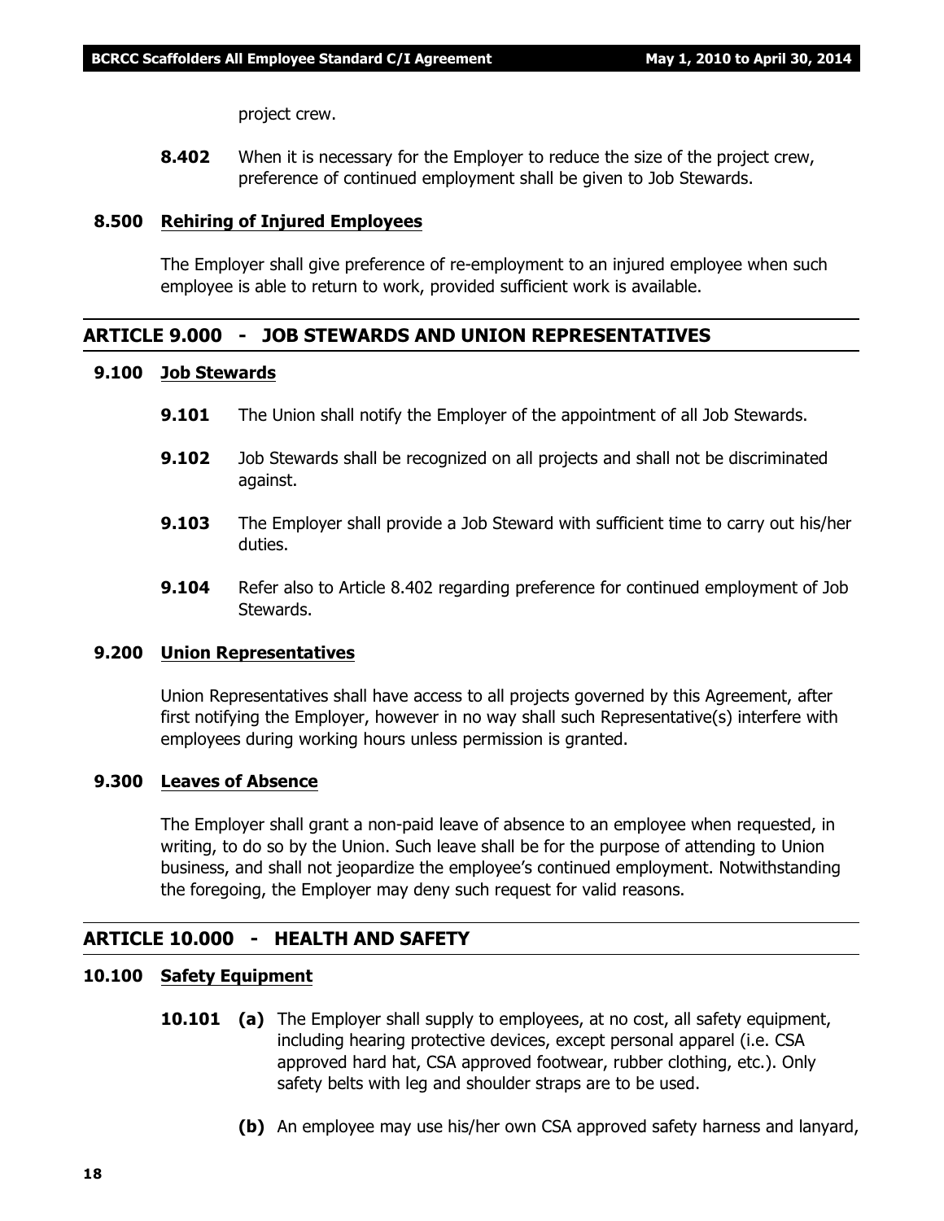project crew.

**8.402** When it is necessary for the Employer to reduce the size of the project crew, preference of continued employment shall be given to Job Stewards.

### 8.500 Rehiring of Injured Employees

The Employer shall give preference of re-employment to an injured employee when such employee is able to return to work, provided sufficient work is available.

## ARTICLE 9.000 - JOB STEWARDS AND UNION REPRESENTATIVES

### 9.100 Job Stewards

**9.101** The Union shall notify the Employer of the appointment of all Job Stewards.

**9.102** Job Stewards shall be recognized on all projects and shall not be discriminated against.

**9.103** The Employer shall provide a Job Steward with sufficient time to carry out his/her duties.

**9.104** Refer also to Article 8.402 regarding preference for continued employment of Job Stewards.

### 9.200 Union Representatives

Union Representatives shall have access to all projects governed by this Agreement, after first notifying the Employer, however in no way shall such Representative(s) interfere with employees during working hours unless permission is granted.

### 9.300 Leaves of Absence

The Employer shall grant a non-paid leave of absence to an employee when requested, in writing, to do so by the Union. Such leave shall be for the purpose of attending to Union business, and shall not jeopardize the employee's continued employment. Notwithstanding the foregoing, the Employer may deny such request for valid reasons.

## ARTICLE 10.000 - HEALTH AND SAFETY

### 10.100 Safety Equipment

**10.101** **(a)** The Employer shall supply to employees, at no cost, all safety equipment, including hearing protective devices, except personal apparel (i.e. CSA approved hard hat, CSA approved footwear, rubber clothing, etc.). Only safety belts with leg and shoulder straps are to be used.

**(b)** An employee may use his/her own CSA approved safety harness and lanyard,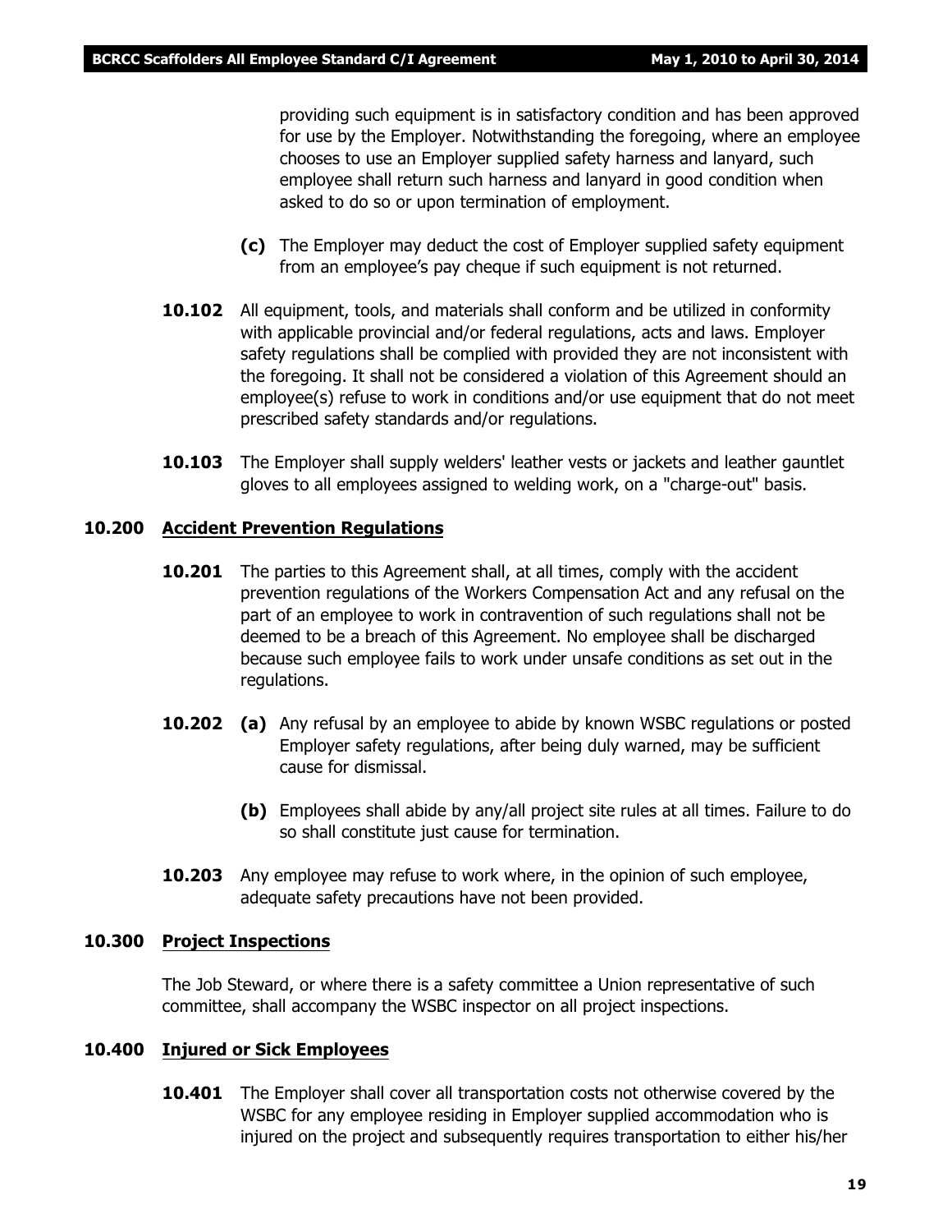providing such equipment is in satisfactory condition and has been approved for use by the Employer. Notwithstanding the foregoing, where an employee chooses to use an Employer supplied safety harness and lanyard, such employee shall return such harness and lanyard in good condition when asked to do so or upon termination of employment.

**(c)** The Employer may deduct the cost of Employer supplied safety equipment from an employee's pay cheque if such equipment is not returned.

**10.102** All equipment, tools, and materials shall conform and be utilized in conformity with applicable provincial and/or federal regulations, acts and laws. Employer safety regulations shall be complied with provided they are not inconsistent with the foregoing. It shall not be considered a violation of this Agreement should an employee(s) refuse to work in conditions and/or use equipment that do not meet prescribed safety standards and/or regulations.

**10.103** The Employer shall supply welders' leather vests or jackets and leather gauntlet gloves to all employees assigned to welding work, on a "charge-out" basis.

## 10.200 Accident Prevention Regulations

**10.201** The parties to this Agreement shall, at all times, comply with the accident prevention regulations of the Workers Compensation Act and any refusal on the part of an employee to work in contravention of such regulations shall not be deemed to be a breach of this Agreement. No employee shall be discharged because such employee fails to work under unsafe conditions as set out in the regulations.

**10.202** **(a)** Any refusal by an employee to abide by known WSBC regulations or posted Employer safety regulations, after being duly warned, may be sufficient cause for dismissal.

**(b)** Employees shall abide by any/all project site rules at all times. Failure to do so shall constitute just cause for termination.

**10.203** Any employee may refuse to work where, in the opinion of such employee, adequate safety precautions have not been provided.

## 10.300 Project Inspections

The Job Steward, or where there is a safety committee a Union representative of such committee, shall accompany the WSBC inspector on all project inspections.

## 10.400 Injured or Sick Employees

**10.401** The Employer shall cover all transportation costs not otherwise covered by the WSBC for any employee residing in Employer supplied accommodation who is injured on the project and subsequently requires transportation to either his/her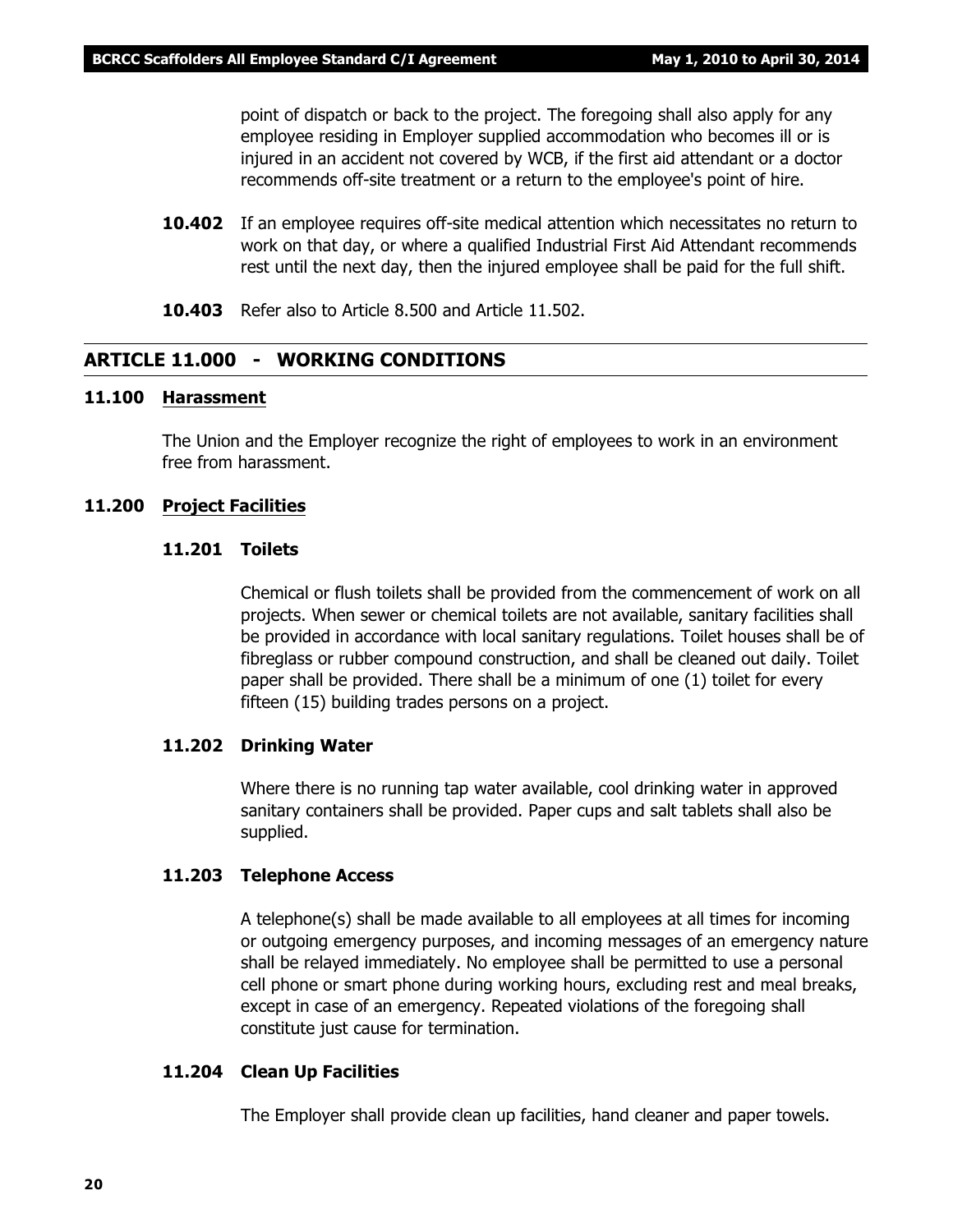point of dispatch or back to the project. The foregoing shall also apply for any employee residing in Employer supplied accommodation who becomes ill or is injured in an accident not covered by WCB, if the first aid attendant or a doctor recommends off-site treatment or a return to the employee's point of hire.

**10.402** If an employee requires off-site medical attention which necessitates no return to work on that day, or where a qualified Industrial First Aid Attendant recommends rest until the next day, then the injured employee shall be paid for the full shift.

**10.403** Refer also to Article 8.500 and Article 11.502.

## ARTICLE 11.000 - WORKING CONDITIONS

### 11.100 Harassment

The Union and the Employer recognize the right of employees to work in an environment free from harassment.

### 11.200 Project Facilities

#### 11.201 Toilets

Chemical or flush toilets shall be provided from the commencement of work on all projects. When sewer or chemical toilets are not available, sanitary facilities shall be provided in accordance with local sanitary regulations. Toilet houses shall be of fibreglass or rubber compound construction, and shall be cleaned out daily. Toilet paper shall be provided. There shall be a minimum of one (1) toilet for every fifteen (15) building trades persons on a project.

#### 11.202 Drinking Water

Where there is no running tap water available, cool drinking water in approved sanitary containers shall be provided. Paper cups and salt tablets shall also be supplied.

#### 11.203 Telephone Access

A telephone(s) shall be made available to all employees at all times for incoming or outgoing emergency purposes, and incoming messages of an emergency nature shall be relayed immediately. No employee shall be permitted to use a personal cell phone or smart phone during working hours, excluding rest and meal breaks, except in case of an emergency. Repeated violations of the foregoing shall constitute just cause for termination.

#### 11.204 Clean Up Facilities

The Employer shall provide clean up facilities, hand cleaner and paper towels.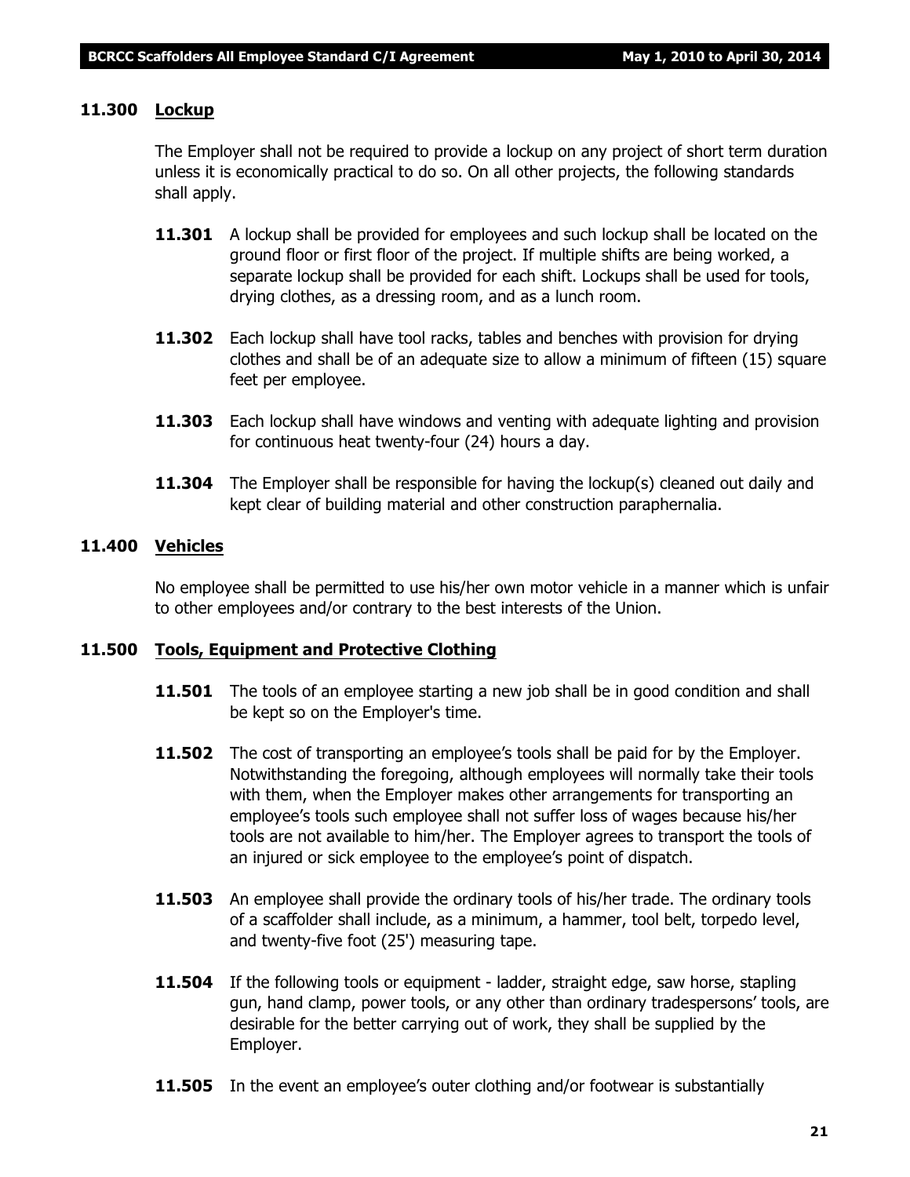### 11.300 Lockup

The Employer shall not be required to provide a lockup on any project of short term duration unless it is economically practical to do so. On all other projects, the following standards shall apply.

**11.301** A lockup shall be provided for employees and such lockup shall be located on the ground floor or first floor of the project. If multiple shifts are being worked, a separate lockup shall be provided for each shift. Lockups shall be used for tools, drying clothes, as a dressing room, and as a lunch room.

**11.302** Each lockup shall have tool racks, tables and benches with provision for drying clothes and shall be of an adequate size to allow a minimum of fifteen (15) square feet per employee.

**11.303** Each lockup shall have windows and venting with adequate lighting and provision for continuous heat twenty-four (24) hours a day.

**11.304** The Employer shall be responsible for having the lockup(s) cleaned out daily and kept clear of building material and other construction paraphernalia.

### 11.400 Vehicles

No employee shall be permitted to use his/her own motor vehicle in a manner which is unfair to other employees and/or contrary to the best interests of the Union.

### 11.500 Tools, Equipment and Protective Clothing

**11.501** The tools of an employee starting a new job shall be in good condition and shall be kept so on the Employer's time.

**11.502** The cost of transporting an employee's tools shall be paid for by the Employer. Notwithstanding the foregoing, although employees will normally take their tools with them, when the Employer makes other arrangements for transporting an employee's tools such employee shall not suffer loss of wages because his/her tools are not available to him/her. The Employer agrees to transport the tools of an injured or sick employee to the employee's point of dispatch.

**11.503** An employee shall provide the ordinary tools of his/her trade. The ordinary tools of a scaffolder shall include, as a minimum, a hammer, tool belt, torpedo level, and twenty-five foot (25') measuring tape.

**11.504** If the following tools or equipment - ladder, straight edge, saw horse, stapling gun, hand clamp, power tools, or any other than ordinary tradespersons' tools, are desirable for the better carrying out of work, they shall be supplied by the Employer.

**11.505** In the event an employee's outer clothing and/or footwear is substantially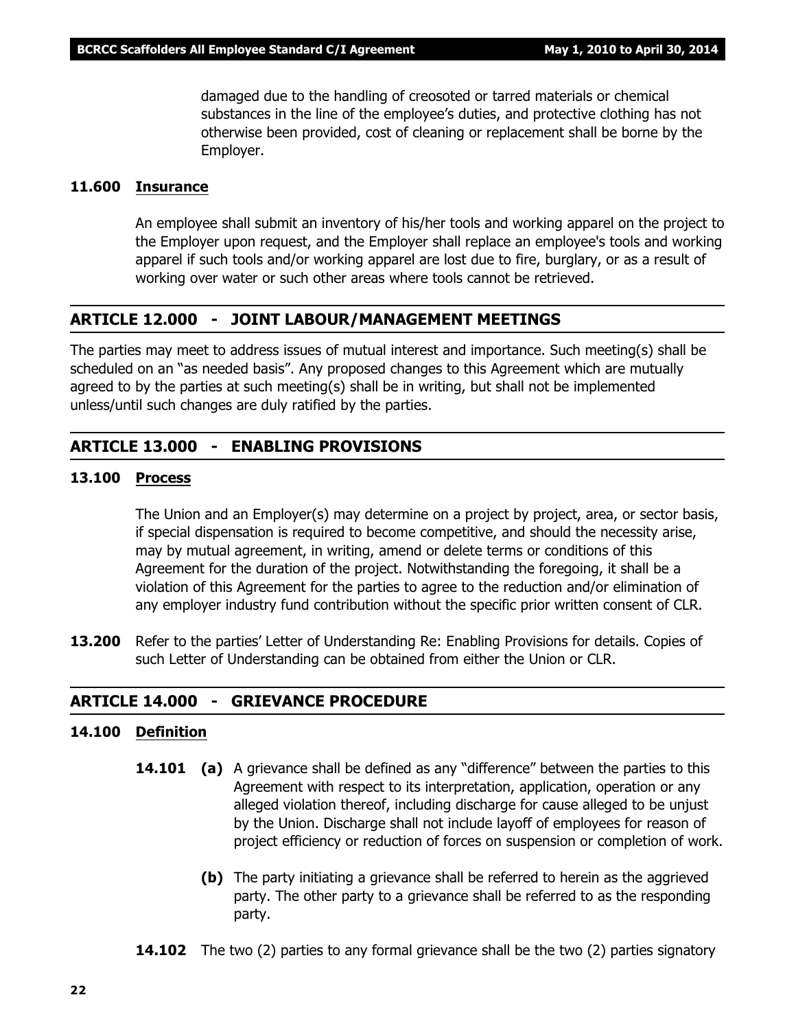damaged due to the handling of creosoted or tarred materials or chemical substances in the line of the employee's duties, and protective clothing has not otherwise been provided, cost of cleaning or replacement shall be borne by the Employer.

### 11.600 Insurance

An employee shall submit an inventory of his/her tools and working apparel on the project to the Employer upon request, and the Employer shall replace an employee's tools and working apparel if such tools and/or working apparel are lost due to fire, burglary, or as a result of working over water or such other areas where tools cannot be retrieved.

## ARTICLE 12.000 - JOINT LABOUR/MANAGEMENT MEETINGS

The parties may meet to address issues of mutual interest and importance. Such meeting(s) shall be scheduled on an "as needed basis". Any proposed changes to this Agreement which are mutually agreed to by the parties at such meeting(s) shall be in writing, but shall not be implemented unless/until such changes are duly ratified by the parties.

## ARTICLE 13.000 - ENABLING PROVISIONS

### 13.100 Process

The Union and an Employer(s) may determine on a project by project, area, or sector basis, if special dispensation is required to become competitive, and should the necessity arise, may by mutual agreement, in writing, amend or delete terms or conditions of this Agreement for the duration of the project. Notwithstanding the foregoing, it shall be a violation of this Agreement for the parties to agree to the reduction and/or elimination of any employer industry fund contribution without the specific prior written consent of CLR.

**13.200** Refer to the parties' Letter of Understanding Re: Enabling Provisions for details. Copies of such Letter of Understanding can be obtained from either the Union or CLR.

## ARTICLE 14.000 - GRIEVANCE PROCEDURE

### 14.100 Definition

**14.101** **(a)** A grievance shall be defined as any "difference" between the parties to this Agreement with respect to its interpretation, application, operation or any alleged violation thereof, including discharge for cause alleged to be unjust by the Union. Discharge shall not include layoff of employees for reason of project efficiency or reduction of forces on suspension or completion of work.

**(b)** The party initiating a grievance shall be referred to herein as the aggrieved party. The other party to a grievance shall be referred to as the responding party.

**14.102** The two (2) parties to any formal grievance shall be the two (2) parties signatory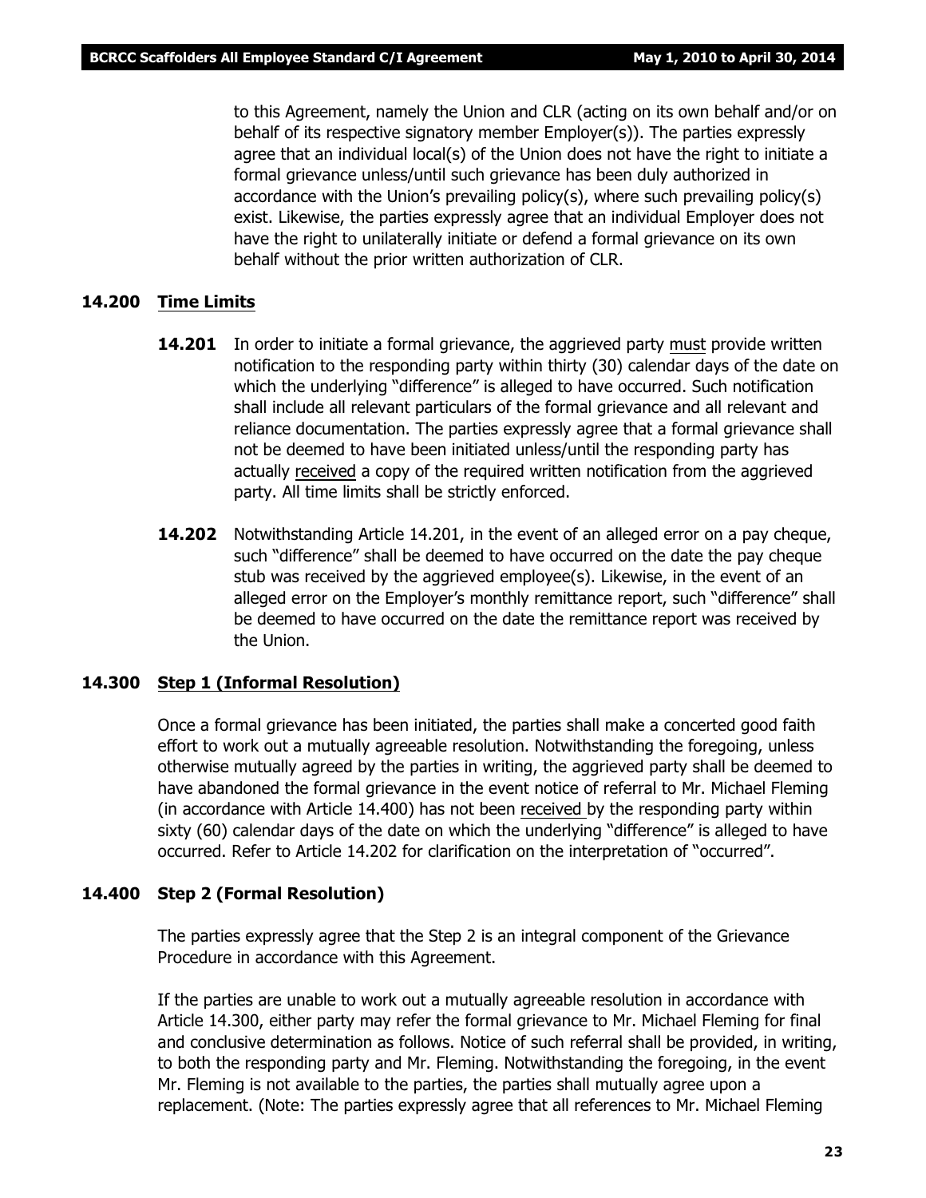to this Agreement, namely the Union and CLR (acting on its own behalf and/or on behalf of its respective signatory member Employer(s)). The parties expressly agree that an individual local(s) of the Union does not have the right to initiate a formal grievance unless/until such grievance has been duly authorized in accordance with the Union's prevailing policy(s), where such prevailing policy(s) exist. Likewise, the parties expressly agree that an individual Employer does not have the right to unilaterally initiate or defend a formal grievance on its own behalf without the prior written authorization of CLR.

### 14.200 Time Limits

**14.201** In order to initiate a formal grievance, the aggrieved party must provide written notification to the responding party within thirty (30) calendar days of the date on which the underlying "difference" is alleged to have occurred. Such notification shall include all relevant particulars of the formal grievance and all relevant and reliance documentation. The parties expressly agree that a formal grievance shall not be deemed to have been initiated unless/until the responding party has actually received a copy of the required written notification from the aggrieved party. All time limits shall be strictly enforced.

**14.202** Notwithstanding Article 14.201, in the event of an alleged error on a pay cheque, such "difference" shall be deemed to have occurred on the date the pay cheque stub was received by the aggrieved employee(s). Likewise, in the event of an alleged error on the Employer's monthly remittance report, such "difference" shall be deemed to have occurred on the date the remittance report was received by the Union.

### 14.300 Step 1 (Informal Resolution)

Once a formal grievance has been initiated, the parties shall make a concerted good faith effort to work out a mutually agreeable resolution. Notwithstanding the foregoing, unless otherwise mutually agreed by the parties in writing, the aggrieved party shall be deemed to have abandoned the formal grievance in the event notice of referral to Mr. Michael Fleming (in accordance with Article 14.400) has not been received by the responding party within sixty (60) calendar days of the date on which the underlying "difference" is alleged to have occurred. Refer to Article 14.202 for clarification on the interpretation of "occurred".

### 14.400 Step 2 (Formal Resolution)

The parties expressly agree that the Step 2 is an integral component of the Grievance Procedure in accordance with this Agreement.

If the parties are unable to work out a mutually agreeable resolution in accordance with Article 14.300, either party may refer the formal grievance to Mr. Michael Fleming for final and conclusive determination as follows. Notice of such referral shall be provided, in writing, to both the responding party and Mr. Fleming. Notwithstanding the foregoing, in the event Mr. Fleming is not available to the parties, the parties shall mutually agree upon a replacement. (Note: The parties expressly agree that all references to Mr. Michael Fleming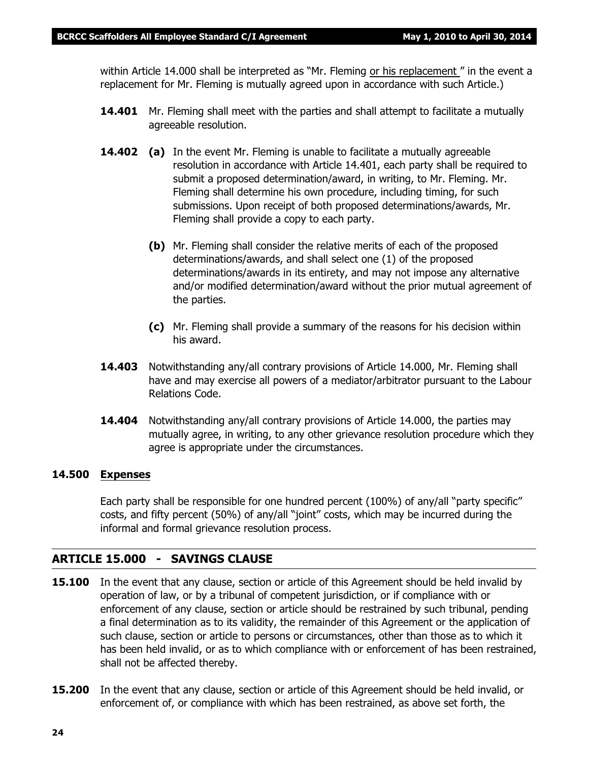within Article 14.000 shall be interpreted as "Mr. Fleming <u>or his replacement</u> " in the event a replacement for Mr. Fleming is mutually agreed upon in accordance with such Article.)

**14.401** Mr. Fleming shall meet with the parties and shall attempt to facilitate a mutually agreeable resolution.

**14.402** **(a)** In the event Mr. Fleming is unable to facilitate a mutually agreeable resolution in accordance with Article 14.401, each party shall be required to submit a proposed determination/award, in writing, to Mr. Fleming. Mr. Fleming shall determine his own procedure, including timing, for such submissions. Upon receipt of both proposed determinations/awards, Mr. Fleming shall provide a copy to each party.

**(b)** Mr. Fleming shall consider the relative merits of each of the proposed determinations/awards, and shall select one (1) of the proposed determinations/awards in its entirety, and may not impose any alternative and/or modified determination/award without the prior mutual agreement of the parties.

**(c)** Mr. Fleming shall provide a summary of the reasons for his decision within his award.

**14.403** Notwithstanding any/all contrary provisions of Article 14.000, Mr. Fleming shall have and may exercise all powers of a mediator/arbitrator pursuant to the Labour Relations Code.

**14.404** Notwithstanding any/all contrary provisions of Article 14.000, the parties may mutually agree, in writing, to any other grievance resolution procedure which they agree is appropriate under the circumstances.

**14.500 <u>Expenses</u>**

Each party shall be responsible for one hundred percent (100%) of any/all "party specific" costs, and fifty percent (50%) of any/all "joint" costs, which may be incurred during the informal and formal grievance resolution process.

## ARTICLE 15.000 - SAVINGS CLAUSE

**15.100** In the event that any clause, section or article of this Agreement should be held invalid by operation of law, or by a tribunal of competent jurisdiction, or if compliance with or enforcement of any clause, section or article should be restrained by such tribunal, pending a final determination as to its validity, the remainder of this Agreement or the application of such clause, section or article to persons or circumstances, other than those as to which it has been held invalid, or as to which compliance with or enforcement of has been restrained, shall not be affected thereby.

**15.200** In the event that any clause, section or article of this Agreement should be held invalid, or enforcement of, or compliance with which has been restrained, as above set forth, the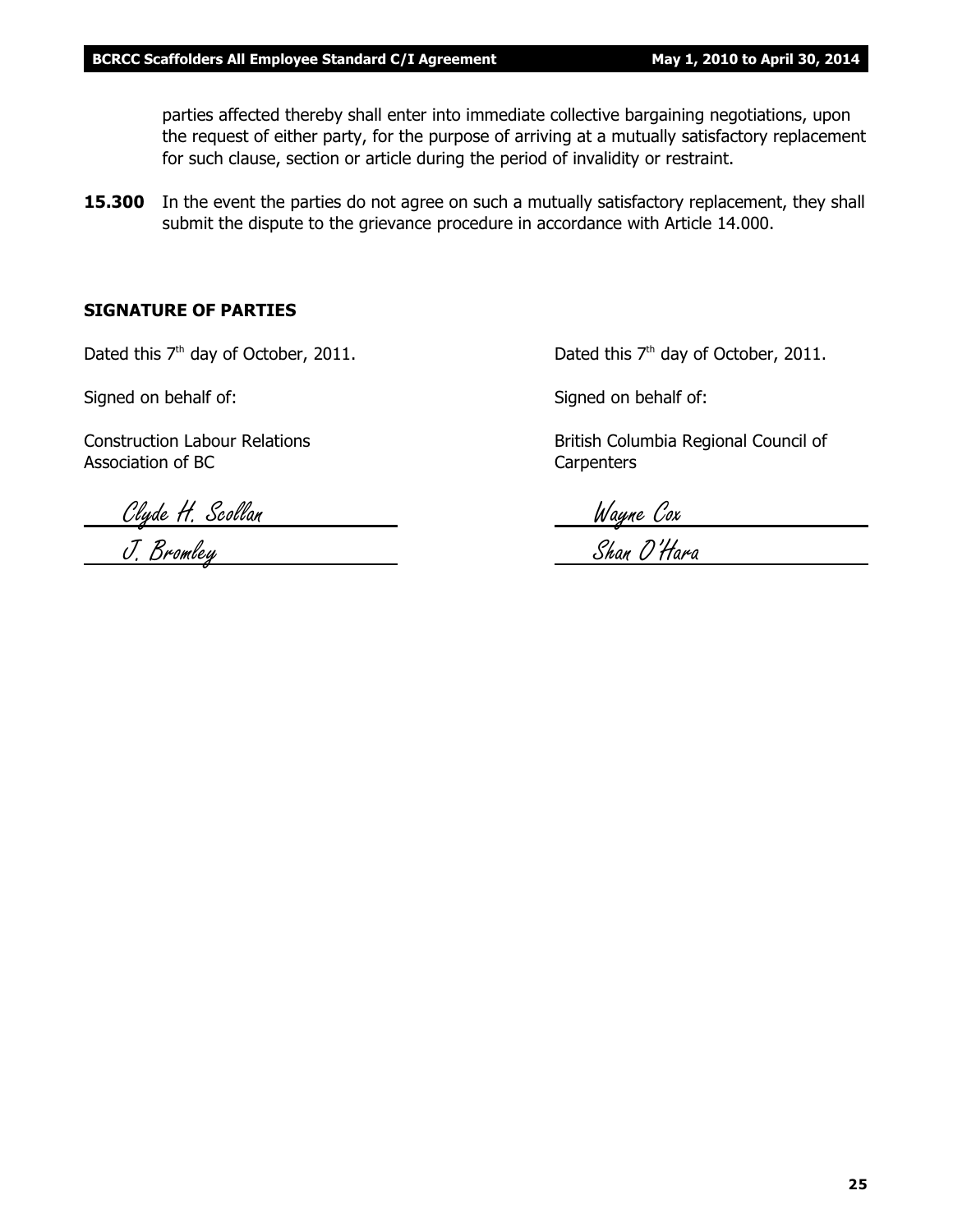parties affected thereby shall enter into immediate collective bargaining negotiations, upon the request of either party, for the purpose of arriving at a mutually satisfactory replacement for such clause, section or article during the period of invalidity or restraint.

**15.300** In the event the parties do not agree on such a mutually satisfactory replacement, they shall submit the dispute to the grievance procedure in accordance with Article 14.000.

**SIGNATURE OF PARTIES**

Dated this 7th day of October, 2011.

Signed on behalf of:

Construction Labour Relations Association of BC

*Clyde H. Scollan*

*J. Bromley*

Dated this 7th day of October, 2011.

Signed on behalf of:

British Columbia Regional Council of Carpenters

*Wayne Cox*

*Shan O'Hara*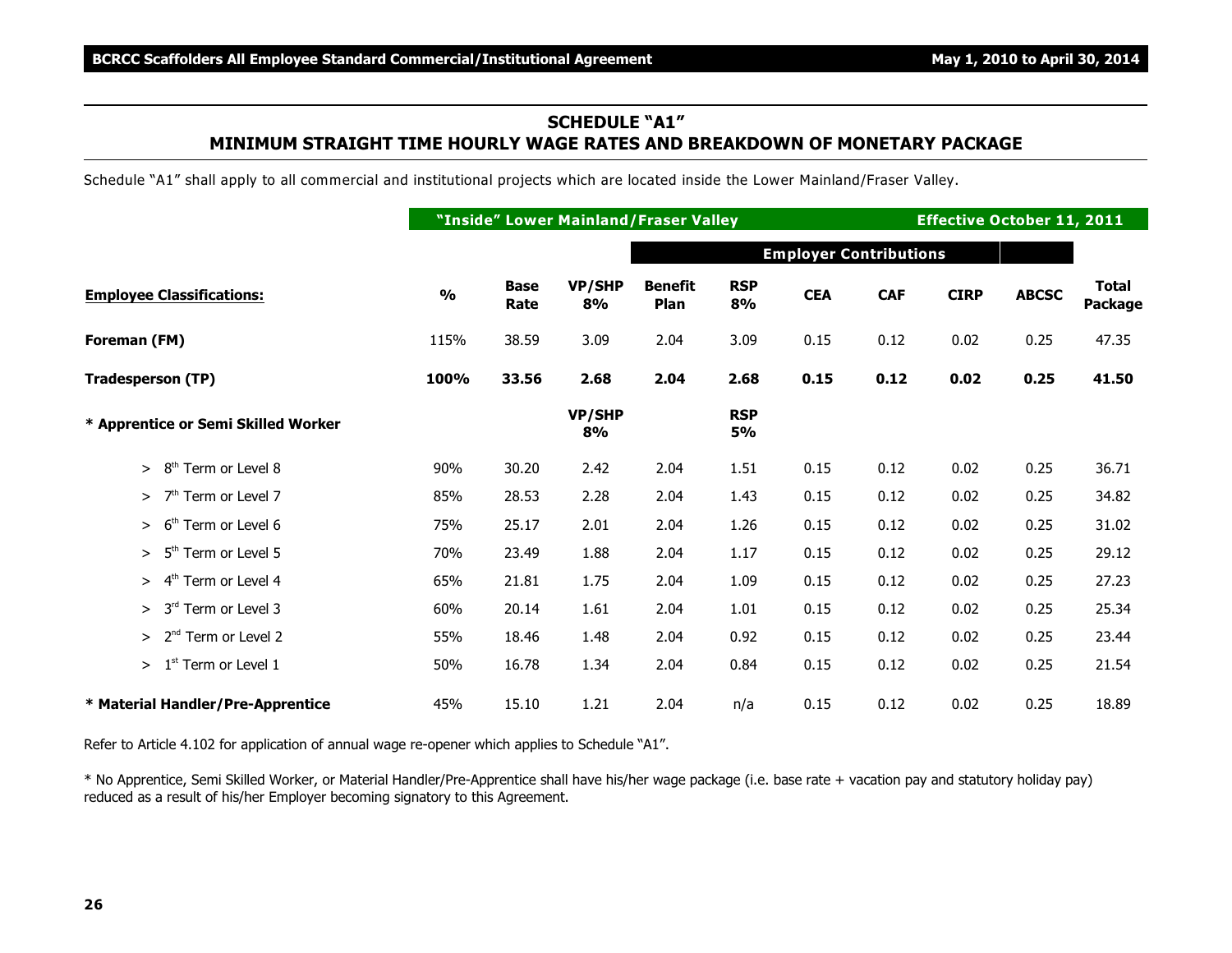## SCHEDULE "A1"
## MINIMUM STRAIGHT TIME HOURLY WAGE RATES AND BREAKDOWN OF MONETARY PACKAGE

Schedule "A1" shall apply to all commercial and institutional projects which are located inside the Lower Mainland/Fraser Valley.

| | "Inside" Lower Mainland/Fraser Valley | | | | | | | | Effective October 11, 2011 | |
|---|---|---|---|---|---|---|---|---|---|---|
| | | | | Employer Contributions | | | | | | |
| **Employee Classifications:** | **%** | **Base Rate** | **VP/SHP 8%** | **Benefit Plan** | **RSP 8%** | **CEA** | **CAF** | **CIRP** | **ABCSC** | **Total Package** |
| **Foreman (FM)** | 115% | 38.59 | 3.09 | 2.04 | 3.09 | 0.15 | 0.12 | 0.02 | 0.25 | 47.35 |
| **Tradesperson (TP)** | **100%** | **33.56** | **2.68** | **2.04** | **2.68** | **0.15** | **0.12** | **0.02** | **0.25** | **41.50** |
| **\* Apprentice or Semi Skilled Worker** | | | **VP/SHP 8%** | | **RSP 5%** | | | | | |
| > 8th Term or Level 8 | 90% | 30.20 | 2.42 | 2.04 | 1.51 | 0.15 | 0.12 | 0.02 | 0.25 | 36.71 |
| > 7th Term or Level 7 | 85% | 28.53 | 2.28 | 2.04 | 1.43 | 0.15 | 0.12 | 0.02 | 0.25 | 34.82 |
| > 6th Term or Level 6 | 75% | 25.17 | 2.01 | 2.04 | 1.26 | 0.15 | 0.12 | 0.02 | 0.25 | 31.02 |
| > 5th Term or Level 5 | 70% | 23.49 | 1.88 | 2.04 | 1.17 | 0.15 | 0.12 | 0.02 | 0.25 | 29.12 |
| > 4th Term or Level 4 | 65% | 21.81 | 1.75 | 2.04 | 1.09 | 0.15 | 0.12 | 0.02 | 0.25 | 27.23 |
| > 3rd Term or Level 3 | 60% | 20.14 | 1.61 | 2.04 | 1.01 | 0.15 | 0.12 | 0.02 | 0.25 | 25.34 |
| > 2nd Term or Level 2 | 55% | 18.46 | 1.48 | 2.04 | 0.92 | 0.15 | 0.12 | 0.02 | 0.25 | 23.44 |
| > 1st Term or Level 1 | 50% | 16.78 | 1.34 | 2.04 | 0.84 | 0.15 | 0.12 | 0.02 | 0.25 | 21.54 |
| **\* Material Handler/Pre-Apprentice** | 45% | 15.10 | 1.21 | 2.04 | n/a | 0.15 | 0.12 | 0.02 | 0.25 | 18.89 |

Refer to Article 4.102 for application of annual wage re-opener which applies to Schedule "A1".

\* No Apprentice, Semi Skilled Worker, or Material Handler/Pre-Apprentice shall have his/her wage package (i.e. base rate + vacation pay and statutory holiday pay) reduced as a result of his/her Employer becoming signatory to this Agreement.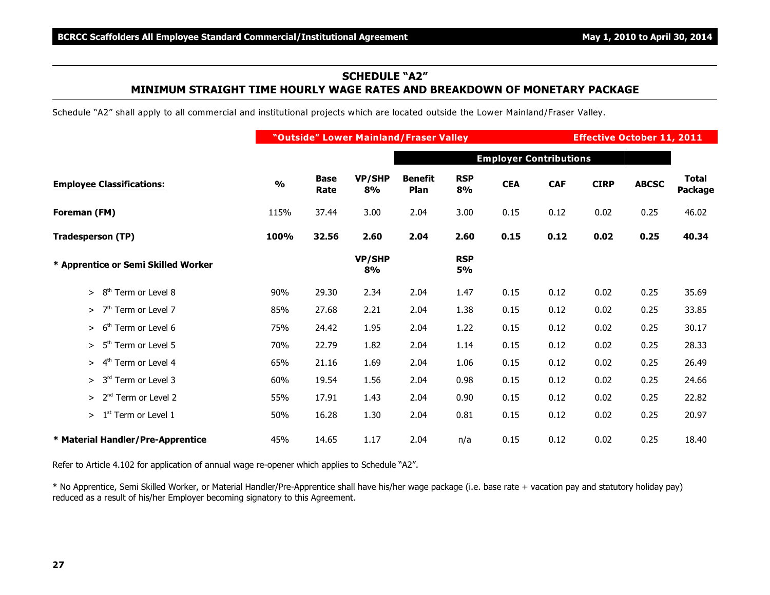## SCHEDULE "A2"
## MINIMUM STRAIGHT TIME HOURLY WAGE RATES AND BREAKDOWN OF MONETARY PACKAGE

Schedule "A2" shall apply to all commercial and institutional projects which are located outside the Lower Mainland/Fraser Valley.

| | "Outside" Lower Mainland/Fraser Valley | | | | | | | | Effective October 11, 2011 | |
|---|---|---|---|---|---|---|---|---|---|---|
| | | | | Employer Contributions | | | | | | |
| **Employee Classifications:** | **%** | **Base Rate** | **VP/SHP 8%** | **Benefit Plan** | **RSP 8%** | **CEA** | **CAF** | **CIRP** | **ABCSC** | **Total Package** |
| **Foreman (FM)** | 115% | 37.44 | 3.00 | 2.04 | 3.00 | 0.15 | 0.12 | 0.02 | 0.25 | 46.02 |
| **Tradesperson (TP)** | **100%** | **32.56** | **2.60** | **2.04** | **2.60** | **0.15** | **0.12** | **0.02** | **0.25** | **40.34** |
| **\* Apprentice or Semi Skilled Worker** | | | **VP/SHP 8%** | | **RSP 5%** | | | | | |
| > 8th Term or Level 8 | 90% | 29.30 | 2.34 | 2.04 | 1.47 | 0.15 | 0.12 | 0.02 | 0.25 | 35.69 |
| > 7th Term or Level 7 | 85% | 27.68 | 2.21 | 2.04 | 1.38 | 0.15 | 0.12 | 0.02 | 0.25 | 33.85 |
| > 6th Term or Level 6 | 75% | 24.42 | 1.95 | 2.04 | 1.22 | 0.15 | 0.12 | 0.02 | 0.25 | 30.17 |
| > 5th Term or Level 5 | 70% | 22.79 | 1.82 | 2.04 | 1.14 | 0.15 | 0.12 | 0.02 | 0.25 | 28.33 |
| > 4th Term or Level 4 | 65% | 21.16 | 1.69 | 2.04 | 1.06 | 0.15 | 0.12 | 0.02 | 0.25 | 26.49 |
| > 3rd Term or Level 3 | 60% | 19.54 | 1.56 | 2.04 | 0.98 | 0.15 | 0.12 | 0.02 | 0.25 | 24.66 |
| > 2nd Term or Level 2 | 55% | 17.91 | 1.43 | 2.04 | 0.90 | 0.15 | 0.12 | 0.02 | 0.25 | 22.82 |
| > 1st Term or Level 1 | 50% | 16.28 | 1.30 | 2.04 | 0.81 | 0.15 | 0.12 | 0.02 | 0.25 | 20.97 |
| **\* Material Handler/Pre-Apprentice** | 45% | 14.65 | 1.17 | 2.04 | n/a | 0.15 | 0.12 | 0.02 | 0.25 | 18.40 |

Refer to Article 4.102 for application of annual wage re-opener which applies to Schedule "A2".

\* No Apprentice, Semi Skilled Worker, or Material Handler/Pre-Apprentice shall have his/her wage package (i.e. base rate + vacation pay and statutory holiday pay) reduced as a result of his/her Employer becoming signatory to this Agreement.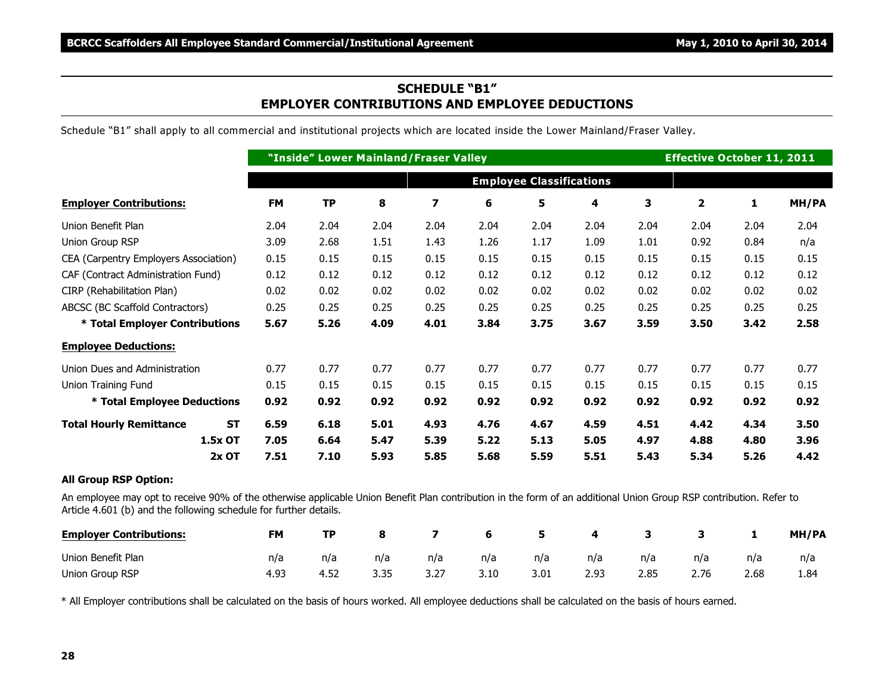## SCHEDULE "B1"
## EMPLOYER CONTRIBUTIONS AND EMPLOYEE DEDUCTIONS

Schedule "B1" shall apply to all commercial and institutional projects which are located inside the Lower Mainland/Fraser Valley.

| | | "Inside" Lower Mainland/Fraser Valley | | | | | | | | Effective October 11, 2011 | |
|---|---|---|---|---|---|---|---|---|---|---|---|
| | | | | Employee Classifications | | | | | | | |
| **Employer Contributions:** | **FM** | **TP** | **8** | **7** | **6** | **5** | **4** | **3** | **2** | **1** | **MH/PA** |
| Union Benefit Plan | 2.04 | 2.04 | 2.04 | 2.04 | 2.04 | 2.04 | 2.04 | 2.04 | 2.04 | 2.04 | 2.04 |
| Union Group RSP | 3.09 | 2.68 | 1.51 | 1.43 | 1.26 | 1.17 | 1.09 | 1.01 | 0.92 | 0.84 | n/a |
| CEA (Carpentry Employers Association) | 0.15 | 0.15 | 0.15 | 0.15 | 0.15 | 0.15 | 0.15 | 0.15 | 0.15 | 0.15 | 0.15 |
| CAF (Contract Administration Fund) | 0.12 | 0.12 | 0.12 | 0.12 | 0.12 | 0.12 | 0.12 | 0.12 | 0.12 | 0.12 | 0.12 |
| CIRP (Rehabilitation Plan) | 0.02 | 0.02 | 0.02 | 0.02 | 0.02 | 0.02 | 0.02 | 0.02 | 0.02 | 0.02 | 0.02 |
| ABCSC (BC Scaffold Contractors) | 0.25 | 0.25 | 0.25 | 0.25 | 0.25 | 0.25 | 0.25 | 0.25 | 0.25 | 0.25 | 0.25 |
| **\* Total Employer Contributions** | **5.67** | **5.26** | **4.09** | **4.01** | **3.84** | **3.75** | **3.67** | **3.59** | **3.50** | **3.42** | **2.58** |
| **Employee Deductions:** | | | | | | | | | | | |
| Union Dues and Administration | 0.77 | 0.77 | 0.77 | 0.77 | 0.77 | 0.77 | 0.77 | 0.77 | 0.77 | 0.77 | 0.77 |
| Union Training Fund | 0.15 | 0.15 | 0.15 | 0.15 | 0.15 | 0.15 | 0.15 | 0.15 | 0.15 | 0.15 | 0.15 |
| **\* Total Employee Deductions** | **0.92** | **0.92** | **0.92** | **0.92** | **0.92** | **0.92** | **0.92** | **0.92** | **0.92** | **0.92** | **0.92** |
| **Total Hourly Remittance ST** | **6.59** | **6.18** | **5.01** | **4.93** | **4.76** | **4.67** | **4.59** | **4.51** | **4.42** | **4.34** | **3.50** |
| **1.5x OT** | **7.05** | **6.64** | **5.47** | **5.39** | **5.22** | **5.13** | **5.05** | **4.97** | **4.88** | **4.80** | **3.96** |
| **2x OT** | **7.51** | **7.10** | **5.93** | **5.85** | **5.68** | **5.59** | **5.51** | **5.43** | **5.34** | **5.26** | **4.42** |

**All Group RSP Option:**

An employee may opt to receive 90% of the otherwise applicable Union Benefit Plan contribution in the form of an additional Union Group RSP contribution. Refer to Article 4.601 (b) and the following schedule for further details.

| **Employer Contributions:** | **FM** | **TP** | **8** | **7** | **6** | **5** | **4** | **3** | **3** | **1** | **MH/PA** |
|---|---|---|---|---|---|---|---|---|---|---|---|
| Union Benefit Plan | n/a | n/a | n/a | n/a | n/a | n/a | n/a | n/a | n/a | n/a | n/a |
| Union Group RSP | 4.93 | 4.52 | 3.35 | 3.27 | 3.10 | 3.01 | 2.93 | 2.85 | 2.76 | 2.68 | 1.84 |

\* All Employer contributions shall be calculated on the basis of hours worked. All employee deductions shall be calculated on the basis of hours earned.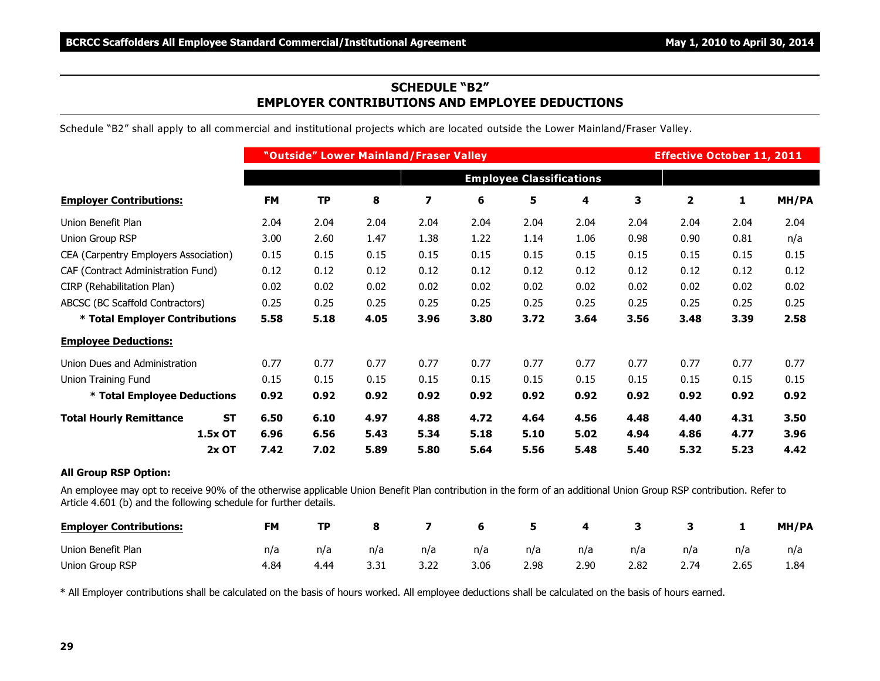## SCHEDULE "B2"
## EMPLOYER CONTRIBUTIONS AND EMPLOYEE DEDUCTIONS

Schedule "B2" shall apply to all commercial and institutional projects which are located outside the Lower Mainland/Fraser Valley.

| | "Outside" Lower Mainland/Fraser Valley | | | | | | | | Effective October 11, 2011 | | |
|---|---|---|---|---|---|---|---|---|---|---|---|
| | | | | Employee Classifications | | | | | | | |
| **Employer Contributions:** | **FM** | **TP** | **8** | **7** | **6** | **5** | **4** | **3** | **2** | **1** | **MH/PA** |
| Union Benefit Plan | 2.04 | 2.04 | 2.04 | 2.04 | 2.04 | 2.04 | 2.04 | 2.04 | 2.04 | 2.04 | 2.04 |
| Union Group RSP | 3.00 | 2.60 | 1.47 | 1.38 | 1.22 | 1.14 | 1.06 | 0.98 | 0.90 | 0.81 | n/a |
| CEA (Carpentry Employers Association) | 0.15 | 0.15 | 0.15 | 0.15 | 0.15 | 0.15 | 0.15 | 0.15 | 0.15 | 0.15 | 0.15 |
| CAF (Contract Administration Fund) | 0.12 | 0.12 | 0.12 | 0.12 | 0.12 | 0.12 | 0.12 | 0.12 | 0.12 | 0.12 | 0.12 |
| CIRP (Rehabilitation Plan) | 0.02 | 0.02 | 0.02 | 0.02 | 0.02 | 0.02 | 0.02 | 0.02 | 0.02 | 0.02 | 0.02 |
| ABCSC (BC Scaffold Contractors) | 0.25 | 0.25 | 0.25 | 0.25 | 0.25 | 0.25 | 0.25 | 0.25 | 0.25 | 0.25 | 0.25 |
| **\* Total Employer Contributions** | **5.58** | **5.18** | **4.05** | **3.96** | **3.80** | **3.72** | **3.64** | **3.56** | **3.48** | **3.39** | **2.58** |
| **Employee Deductions:** | | | | | | | | | | | |
| Union Dues and Administration | 0.77 | 0.77 | 0.77 | 0.77 | 0.77 | 0.77 | 0.77 | 0.77 | 0.77 | 0.77 | 0.77 |
| Union Training Fund | 0.15 | 0.15 | 0.15 | 0.15 | 0.15 | 0.15 | 0.15 | 0.15 | 0.15 | 0.15 | 0.15 |
| **\* Total Employee Deductions** | **0.92** | **0.92** | **0.92** | **0.92** | **0.92** | **0.92** | **0.92** | **0.92** | **0.92** | **0.92** | **0.92** |
| **Total Hourly Remittance ST** | **6.50** | **6.10** | **4.97** | **4.88** | **4.72** | **4.64** | **4.56** | **4.48** | **4.40** | **4.31** | **3.50** |
| **1.5x OT** | **6.96** | **6.56** | **5.43** | **5.34** | **5.18** | **5.10** | **5.02** | **4.94** | **4.86** | **4.77** | **3.96** |
| **2x OT** | **7.42** | **7.02** | **5.89** | **5.80** | **5.64** | **5.56** | **5.48** | **5.40** | **5.32** | **5.23** | **4.42** |

**All Group RSP Option:**

An employee may opt to receive 90% of the otherwise applicable Union Benefit Plan contribution in the form of an additional Union Group RSP contribution. Refer to Article 4.601 (b) and the following schedule for further details.

| **Employer Contributions:** | **FM** | **TP** | **8** | **7** | **6** | **5** | **4** | **3** | **3** | **1** | **MH/PA** |
|---|---|---|---|---|---|---|---|---|---|---|---|
| Union Benefit Plan | n/a | n/a | n/a | n/a | n/a | n/a | n/a | n/a | n/a | n/a | n/a |
| Union Group RSP | 4.84 | 4.44 | 3.31 | 3.22 | 3.06 | 2.98 | 2.90 | 2.82 | 2.74 | 2.65 | 1.84 |

\* All Employer contributions shall be calculated on the basis of hours worked. All employee deductions shall be calculated on the basis of hours earned.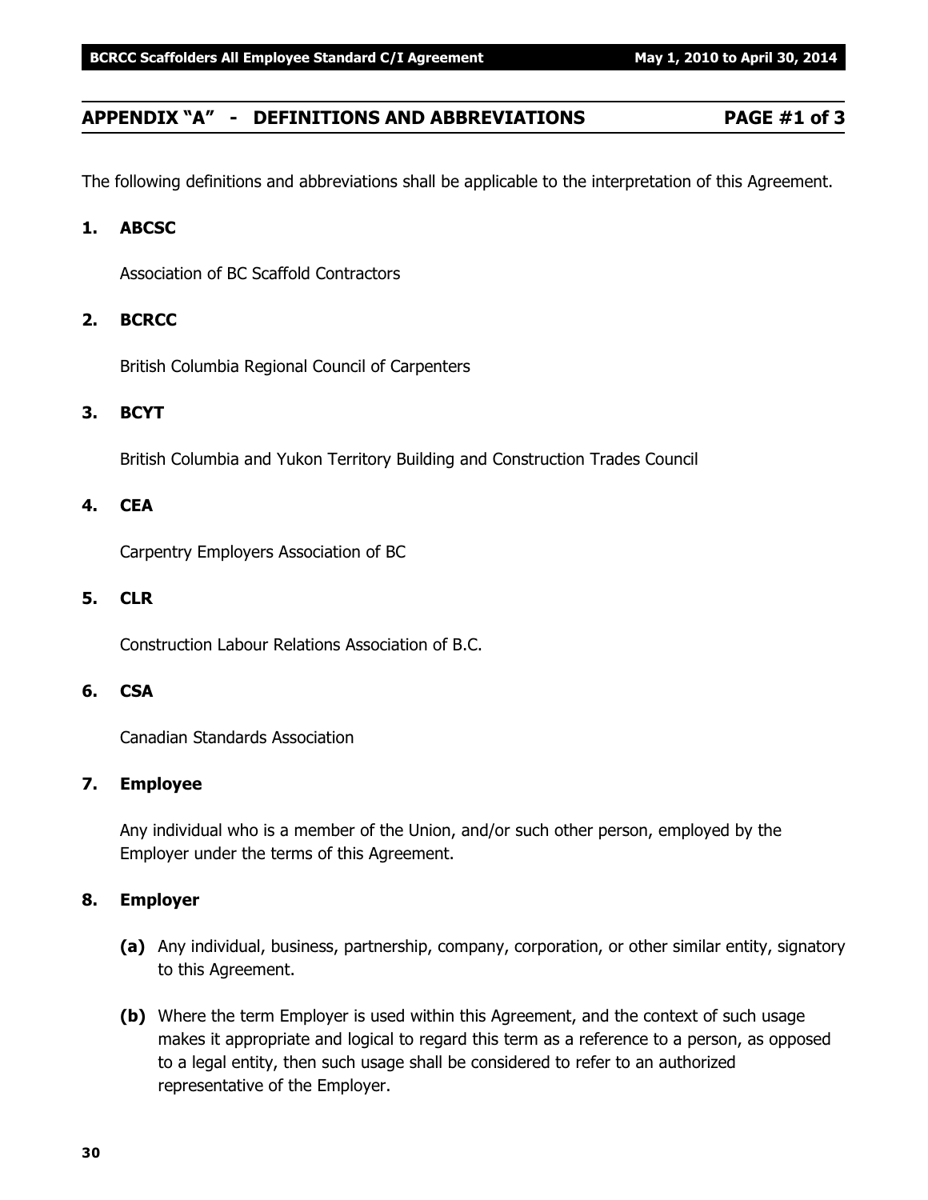## APPENDIX "A" - DEFINITIONS AND ABBREVIATIONS PAGE #1 of 3

The following definitions and abbreviations shall be applicable to the interpretation of this Agreement.

**1. ABCSC**

Association of BC Scaffold Contractors

**2. BCRCC**

British Columbia Regional Council of Carpenters

**3. BCYT**

British Columbia and Yukon Territory Building and Construction Trades Council

**4. CEA**

Carpentry Employers Association of BC

**5. CLR**

Construction Labour Relations Association of B.C.

**6. CSA**

Canadian Standards Association

**7. Employee**

Any individual who is a member of the Union, and/or such other person, employed by the Employer under the terms of this Agreement.

**8. Employer**

**(a)** Any individual, business, partnership, company, corporation, or other similar entity, signatory to this Agreement.

**(b)** Where the term Employer is used within this Agreement, and the context of such usage makes it appropriate and logical to regard this term as a reference to a person, as opposed to a legal entity, then such usage shall be considered to refer to an authorized representative of the Employer.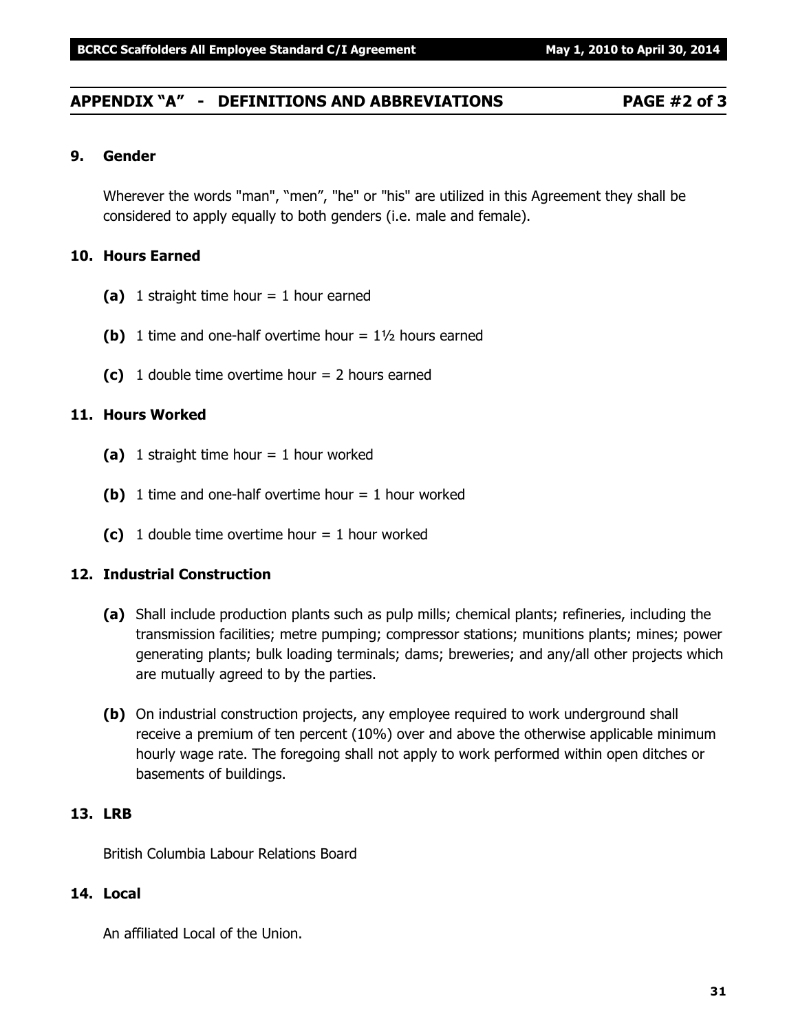## APPENDIX "A" - DEFINITIONS AND ABBREVIATIONS PAGE #2 of 3

### 9. Gender

Wherever the words "man", "men", "he" or "his" are utilized in this Agreement they shall be considered to apply equally to both genders (i.e. male and female).

### 10. Hours Earned

**(a)** 1 straight time hour = 1 hour earned

**(b)** 1 time and one-half overtime hour = 1½ hours earned

**(c)** 1 double time overtime hour = 2 hours earned

### 11. Hours Worked

**(a)** 1 straight time hour = 1 hour worked

**(b)** 1 time and one-half overtime hour = 1 hour worked

**(c)** 1 double time overtime hour = 1 hour worked

### 12. Industrial Construction

**(a)** Shall include production plants such as pulp mills; chemical plants; refineries, including the transmission facilities; metre pumping; compressor stations; munitions plants; mines; power generating plants; bulk loading terminals; dams; breweries; and any/all other projects which are mutually agreed to by the parties.

**(b)** On industrial construction projects, any employee required to work underground shall receive a premium of ten percent (10%) over and above the otherwise applicable minimum hourly wage rate. The foregoing shall not apply to work performed within open ditches or basements of buildings.

### 13. LRB

British Columbia Labour Relations Board

### 14. Local

An affiliated Local of the Union.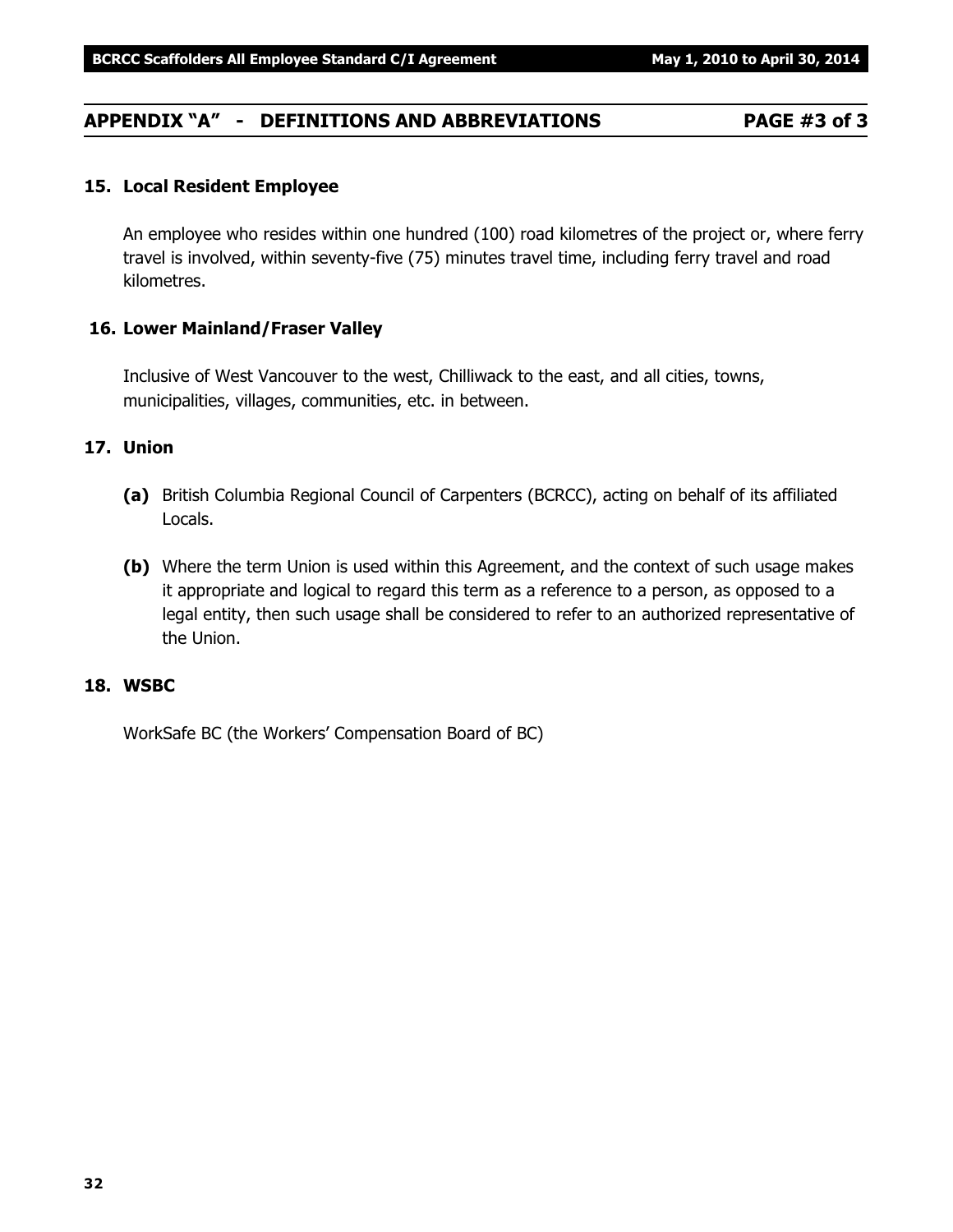## APPENDIX "A" - DEFINITIONS AND ABBREVIATIONS PAGE #3 of 3

### 15. Local Resident Employee

An employee who resides within one hundred (100) road kilometres of the project or, where ferry travel is involved, within seventy-five (75) minutes travel time, including ferry travel and road kilometres.

### 16. Lower Mainland/Fraser Valley

Inclusive of West Vancouver to the west, Chilliwack to the east, and all cities, towns, municipalities, villages, communities, etc. in between.

### 17. Union

**(a)** British Columbia Regional Council of Carpenters (BCRCC), acting on behalf of its affiliated Locals.

**(b)** Where the term Union is used within this Agreement, and the context of such usage makes it appropriate and logical to regard this term as a reference to a person, as opposed to a legal entity, then such usage shall be considered to refer to an authorized representative of the Union.

### 18. WSBC

WorkSafe BC (the Workers' Compensation Board of BC)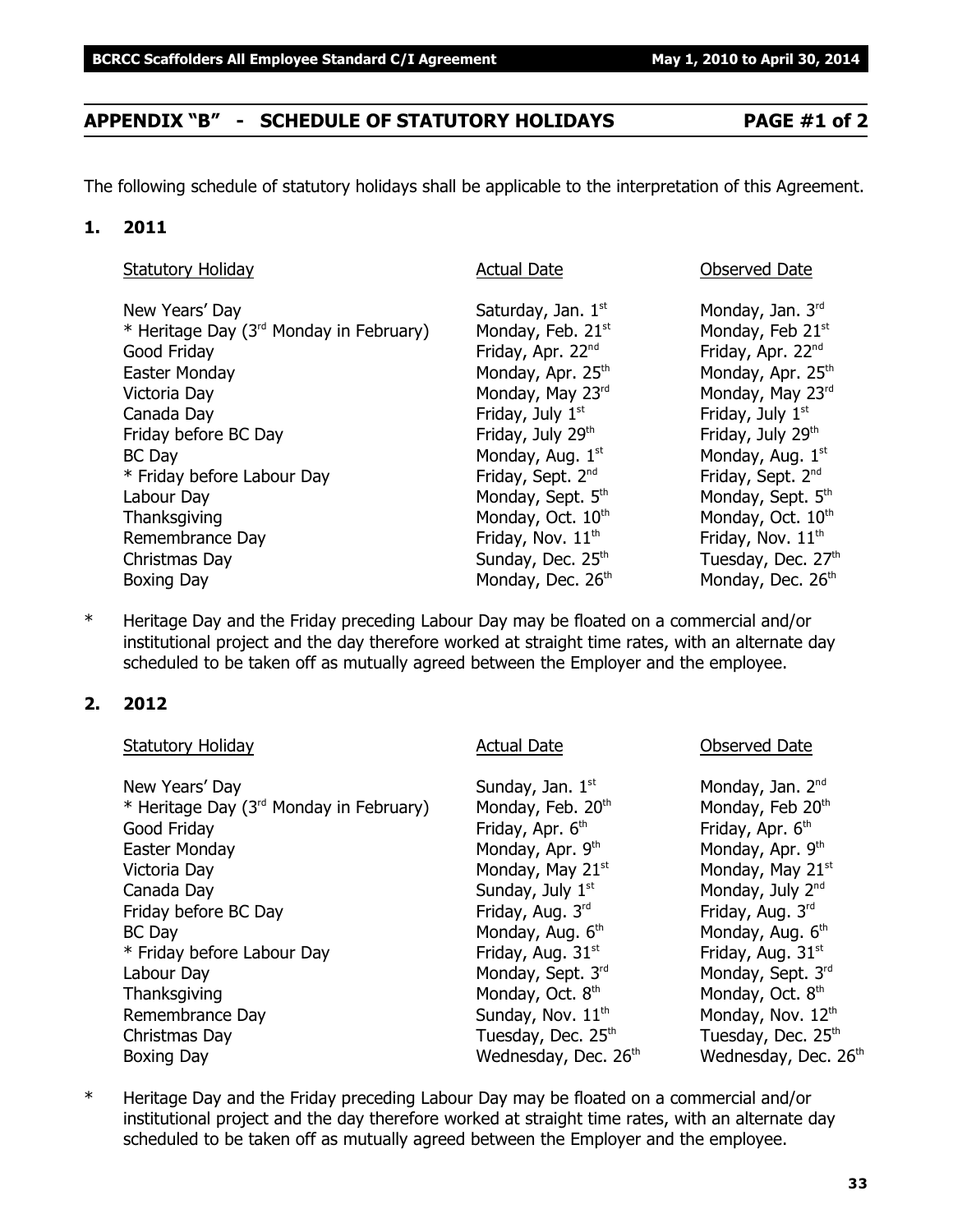## APPENDIX "B" - SCHEDULE OF STATUTORY HOLIDAYS PAGE #1 of 2

The following schedule of statutory holidays shall be applicable to the interpretation of this Agreement.

### 1. 2011

| Statutory Holiday | Actual Date | Observed Date |
|---|---|---|
| New Years' Day | Saturday, Jan. 1st | Monday, Jan. 3rd |
| * Heritage Day (3rd Monday in February) | Monday, Feb. 21st | Monday, Feb 21st |
| Good Friday | Friday, Apr. 22nd | Friday, Apr. 22nd |
| Easter Monday | Monday, Apr. 25th | Monday, Apr. 25th |
| Victoria Day | Monday, May 23rd | Monday, May 23rd |
| Canada Day | Friday, July 1st | Friday, July 1st |
| Friday before BC Day | Friday, July 29th | Friday, July 29th |
| BC Day | Monday, Aug. 1st | Monday, Aug. 1st |
| * Friday before Labour Day | Friday, Sept. 2nd | Friday, Sept. 2nd |
| Labour Day | Monday, Sept. 5th | Monday, Sept. 5th |
| Thanksgiving | Monday, Oct. 10th | Monday, Oct. 10th |
| Remembrance Day | Friday, Nov. 11th | Friday, Nov. 11th |
| Christmas Day | Sunday, Dec. 25th | Tuesday, Dec. 27th |
| Boxing Day | Monday, Dec. 26th | Monday, Dec. 26th |

\* Heritage Day and the Friday preceding Labour Day may be floated on a commercial and/or institutional project and the day therefore worked at straight time rates, with an alternate day scheduled to be taken off as mutually agreed between the Employer and the employee.

### 2. 2012

| Statutory Holiday | Actual Date | Observed Date |
|---|---|---|
| New Years' Day | Sunday, Jan. 1st | Monday, Jan. 2nd |
| * Heritage Day (3rd Monday in February) | Monday, Feb. 20th | Monday, Feb 20th |
| Good Friday | Friday, Apr. 6th | Friday, Apr. 6th |
| Easter Monday | Monday, Apr. 9th | Monday, Apr. 9th |
| Victoria Day | Monday, May 21st | Monday, May 21st |
| Canada Day | Sunday, July 1st | Monday, July 2nd |
| Friday before BC Day | Friday, Aug. 3rd | Friday, Aug. 3rd |
| BC Day | Monday, Aug. 6th | Monday, Aug. 6th |
| * Friday before Labour Day | Friday, Aug. 31st | Friday, Aug. 31st |
| Labour Day | Monday, Sept. 3rd | Monday, Sept. 3rd |
| Thanksgiving | Monday, Oct. 8th | Monday, Oct. 8th |
| Remembrance Day | Sunday, Nov. 11th | Monday, Nov. 12th |
| Christmas Day | Tuesday, Dec. 25th | Tuesday, Dec. 25th |
| Boxing Day | Wednesday, Dec. 26th | Wednesday, Dec. 26th |

\* Heritage Day and the Friday preceding Labour Day may be floated on a commercial and/or institutional project and the day therefore worked at straight time rates, with an alternate day scheduled to be taken off as mutually agreed between the Employer and the employee.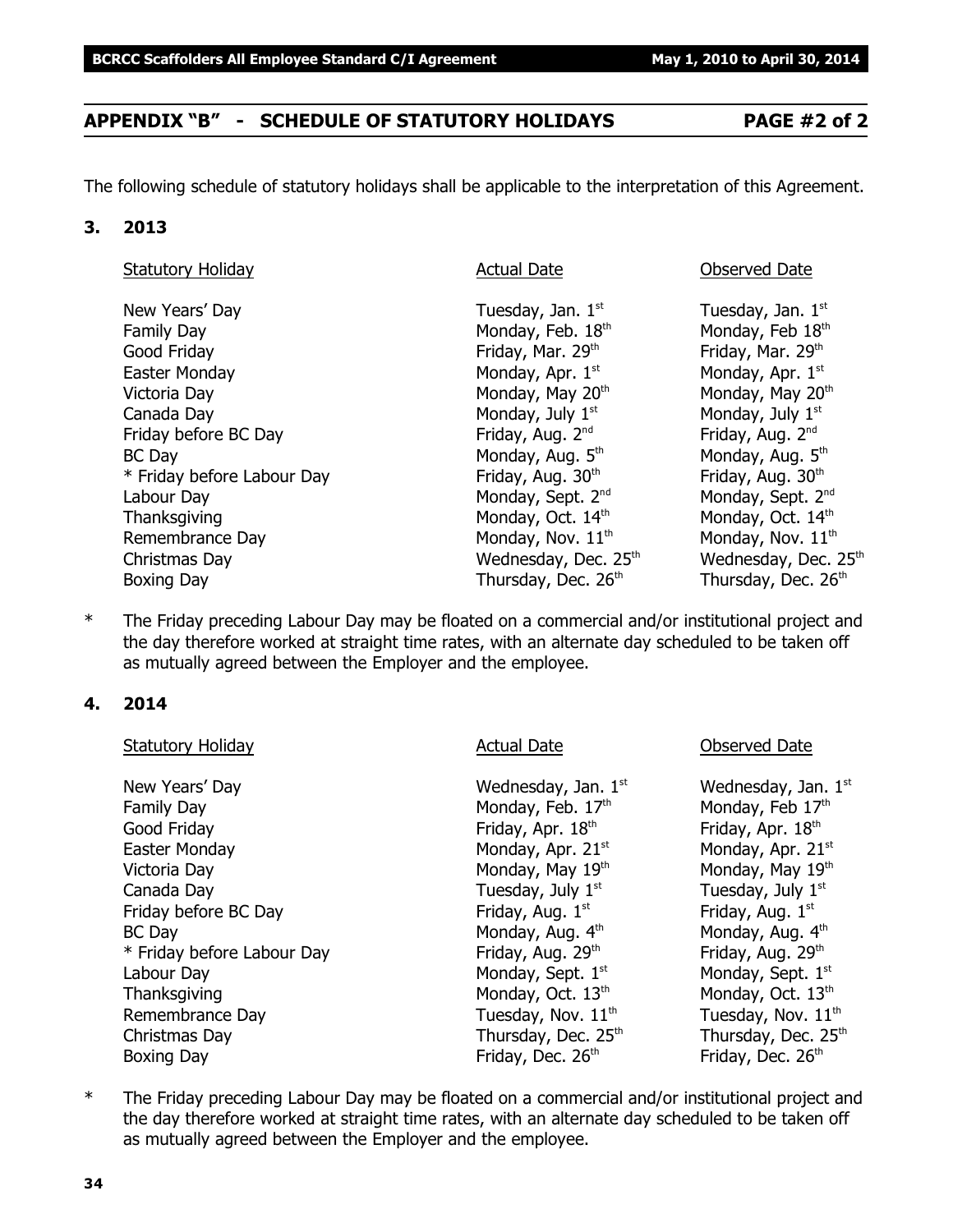## APPENDIX "B" - SCHEDULE OF STATUTORY HOLIDAYS PAGE #2 of 2

The following schedule of statutory holidays shall be applicable to the interpretation of this Agreement.

### 3. 2013

| Statutory Holiday | Actual Date | Observed Date |
|---|---|---|
| New Years' Day | Tuesday, Jan. 1st | Tuesday, Jan. 1st |
| Family Day | Monday, Feb. 18th | Monday, Feb 18th |
| Good Friday | Friday, Mar. 29th | Friday, Mar. 29th |
| Easter Monday | Monday, Apr. 1st | Monday, Apr. 1st |
| Victoria Day | Monday, May 20th | Monday, May 20th |
| Canada Day | Monday, July 1st | Monday, July 1st |
| Friday before BC Day | Friday, Aug. 2nd | Friday, Aug. 2nd |
| BC Day | Monday, Aug. 5th | Monday, Aug. 5th |
| * Friday before Labour Day | Friday, Aug. 30th | Friday, Aug. 30th |
| Labour Day | Monday, Sept. 2nd | Monday, Sept. 2nd |
| Thanksgiving | Monday, Oct. 14th | Monday, Oct. 14th |
| Remembrance Day | Monday, Nov. 11th | Monday, Nov. 11th |
| Christmas Day | Wednesday, Dec. 25th | Wednesday, Dec. 25th |
| Boxing Day | Thursday, Dec. 26th | Thursday, Dec. 26th |

\* The Friday preceding Labour Day may be floated on a commercial and/or institutional project and the day therefore worked at straight time rates, with an alternate day scheduled to be taken off as mutually agreed between the Employer and the employee.

### 4. 2014

| Statutory Holiday | Actual Date | Observed Date |
|---|---|---|
| New Years' Day | Wednesday, Jan. 1st | Wednesday, Jan. 1st |
| Family Day | Monday, Feb. 17th | Monday, Feb 17th |
| Good Friday | Friday, Apr. 18th | Friday, Apr. 18th |
| Easter Monday | Monday, Apr. 21st | Monday, Apr. 21st |
| Victoria Day | Monday, May 19th | Monday, May 19th |
| Canada Day | Tuesday, July 1st | Tuesday, July 1st |
| Friday before BC Day | Friday, Aug. 1st | Friday, Aug. 1st |
| BC Day | Monday, Aug. 4th | Monday, Aug. 4th |
| * Friday before Labour Day | Friday, Aug. 29th | Friday, Aug. 29th |
| Labour Day | Monday, Sept. 1st | Monday, Sept. 1st |
| Thanksgiving | Monday, Oct. 13th | Monday, Oct. 13th |
| Remembrance Day | Tuesday, Nov. 11th | Tuesday, Nov. 11th |
| Christmas Day | Thursday, Dec. 25th | Thursday, Dec. 25th |
| Boxing Day | Friday, Dec. 26th | Friday, Dec. 26th |

\* The Friday preceding Labour Day may be floated on a commercial and/or institutional project and the day therefore worked at straight time rates, with an alternate day scheduled to be taken off as mutually agreed between the Employer and the employee.